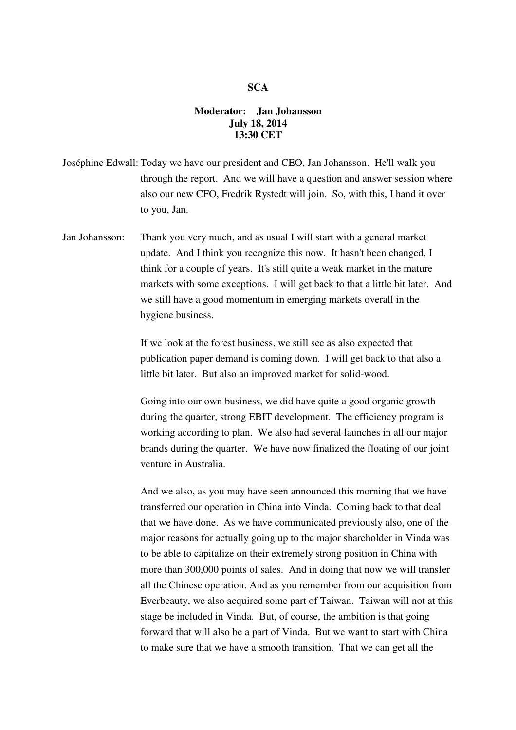**SCA**

**Moderator: Jan Johansson**
**July 18, 2014**
**13:30 CET**

Joséphine Edwall: Today we have our president and CEO, Jan Johansson. He'll walk you through the report. And we will have a question and answer session where also our new CFO, Fredrik Rystedt will join. So, with this, I hand it over to you, Jan.

Jan Johansson: Thank you very much, and as usual I will start with a general market update. And I think you recognize this now. It hasn't been changed, I think for a couple of years. It's still quite a weak market in the mature markets with some exceptions. I will get back to that a little bit later. And we still have a good momentum in emerging markets overall in the hygiene business.

If we look at the forest business, we still see as also expected that publication paper demand is coming down. I will get back to that also a little bit later. But also an improved market for solid-wood.

Going into our own business, we did have quite a good organic growth during the quarter, strong EBIT development. The efficiency program is working according to plan. We also had several launches in all our major brands during the quarter. We have now finalized the floating of our joint venture in Australia.

And we also, as you may have seen announced this morning that we have transferred our operation in China into Vinda. Coming back to that deal that we have done. As we have communicated previously also, one of the major reasons for actually going up to the major shareholder in Vinda was to be able to capitalize on their extremely strong position in China with more than 300,000 points of sales. And in doing that now we will transfer all the Chinese operation. And as you remember from our acquisition from Everbeauty, we also acquired some part of Taiwan. Taiwan will not at this stage be included in Vinda. But, of course, the ambition is that going forward that will also be a part of Vinda. But we want to start with China to make sure that we have a smooth transition. That we can get all the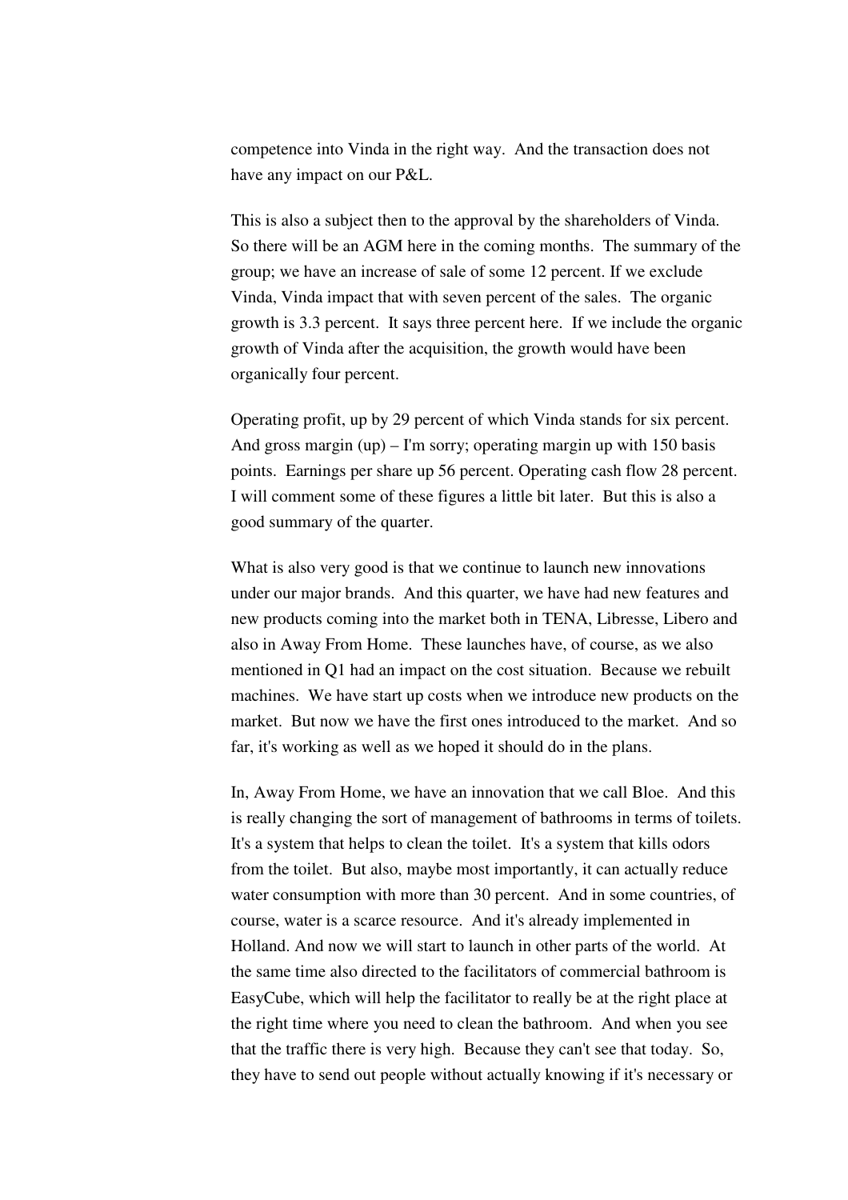competence into Vinda in the right way.  And the transaction does not have any impact on our P&L.

This is also a subject then to the approval by the shareholders of Vinda.  So there will be an AGM here in the coming months.  The summary of the group; we have an increase of sale of some 12 percent. If we exclude Vinda, Vinda impact that with seven percent of the sales.  The organic growth is 3.3 percent.  It says three percent here.  If we include the organic growth of Vinda after the acquisition, the growth would have been organically four percent.

Operating profit, up by 29 percent of which Vinda stands for six percent.  And gross margin (up) – I'm sorry; operating margin up with 150 basis points.  Earnings per share up 56 percent. Operating cash flow 28 percent.  I will comment some of these figures a little bit later.  But this is also a good summary of the quarter.

What is also very good is that we continue to launch new innovations under our major brands.  And this quarter, we have had new features and new products coming into the market both in TENA, Libresse, Libero and also in Away From Home.  These launches have, of course, as we also mentioned in Q1 had an impact on the cost situation.  Because we rebuilt machines.  We have start up costs when we introduce new products on the market.  But now we have the first ones introduced to the market.  And so far, it's working as well as we hoped it should do in the plans.

In, Away From Home, we have an innovation that we call Bloe.  And this is really changing the sort of management of bathrooms in terms of toilets.  It's a system that helps to clean the toilet.  It's a system that kills odors from the toilet.  But also, maybe most importantly, it can actually reduce water consumption with more than 30 percent.  And in some countries, of course, water is a scarce resource.  And it's already implemented in Holland. And now we will start to launch in other parts of the world.  At the same time also directed to the facilitators of commercial bathroom is EasyCube, which will help the facilitator to really be at the right place at the right time where you need to clean the bathroom.  And when you see that the traffic there is very high.  Because they can't see that today.  So, they have to send out people without actually knowing if it's necessary or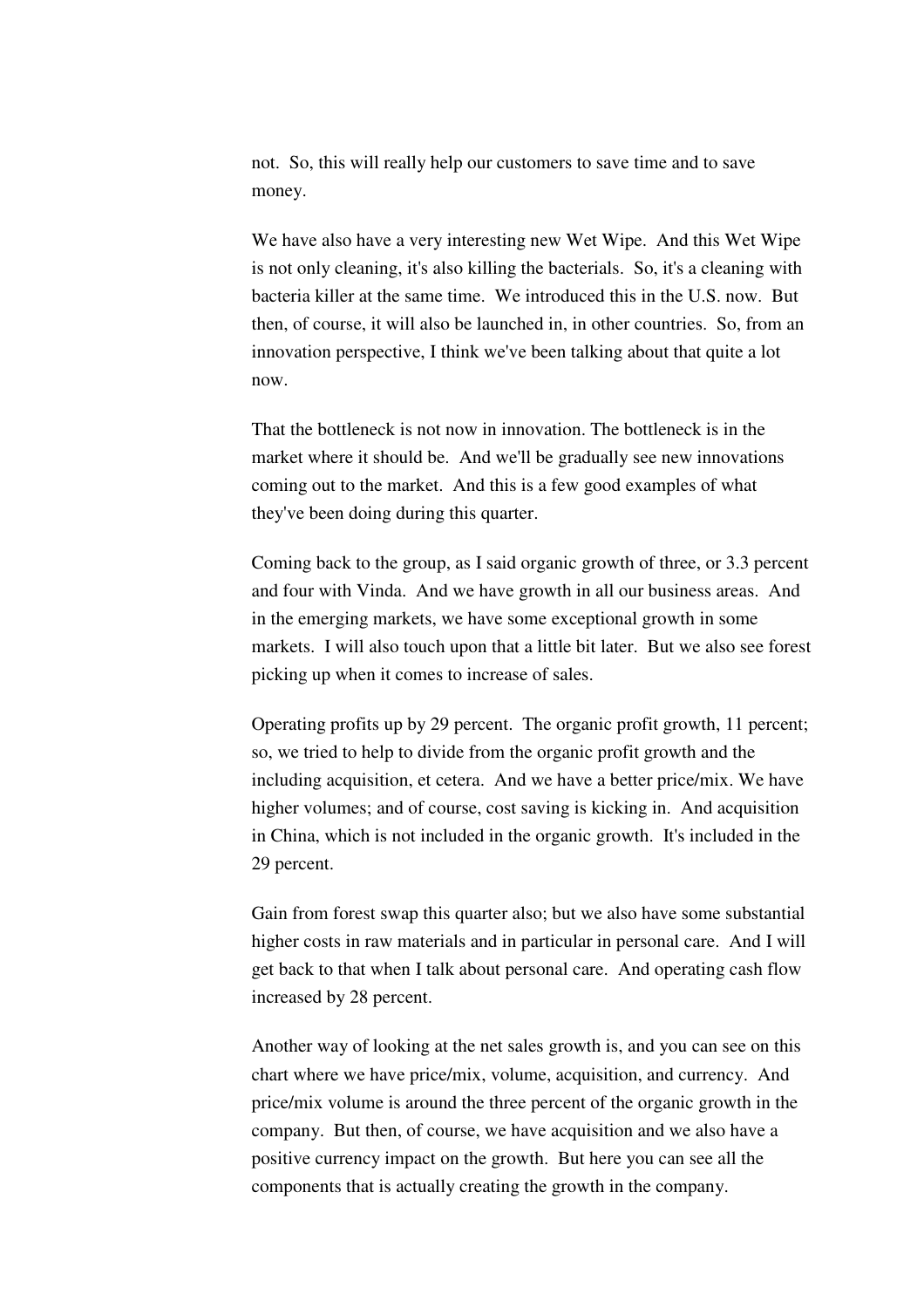not. So, this will really help our customers to save time and to save money.

We have also have a very interesting new Wet Wipe. And this Wet Wipe is not only cleaning, it's also killing the bacterials. So, it's a cleaning with bacteria killer at the same time. We introduced this in the U.S. now. But then, of course, it will also be launched in, in other countries. So, from an innovation perspective, I think we've been talking about that quite a lot now.

That the bottleneck is not now in innovation. The bottleneck is in the market where it should be. And we'll be gradually see new innovations coming out to the market. And this is a few good examples of what they've been doing during this quarter.

Coming back to the group, as I said organic growth of three, or 3.3 percent and four with Vinda. And we have growth in all our business areas. And in the emerging markets, we have some exceptional growth in some markets. I will also touch upon that a little bit later. But we also see forest picking up when it comes to increase of sales.

Operating profits up by 29 percent. The organic profit growth, 11 percent; so, we tried to help to divide from the organic profit growth and the including acquisition, et cetera. And we have a better price/mix. We have higher volumes; and of course, cost saving is kicking in. And acquisition in China, which is not included in the organic growth. It's included in the 29 percent.

Gain from forest swap this quarter also; but we also have some substantial higher costs in raw materials and in particular in personal care. And I will get back to that when I talk about personal care. And operating cash flow increased by 28 percent.

Another way of looking at the net sales growth is, and you can see on this chart where we have price/mix, volume, acquisition, and currency. And price/mix volume is around the three percent of the organic growth in the company. But then, of course, we have acquisition and we also have a positive currency impact on the growth. But here you can see all the components that is actually creating the growth in the company.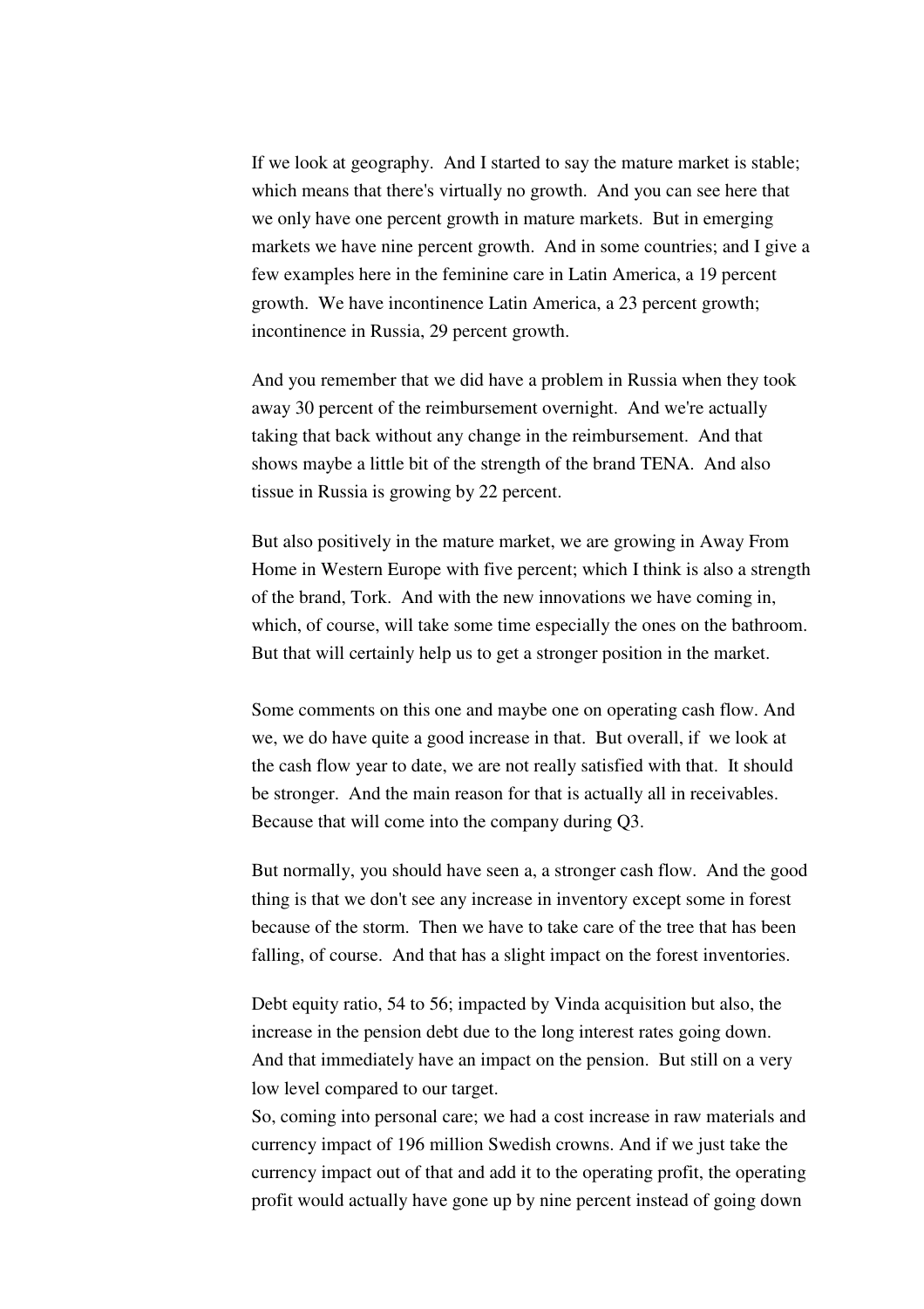If we look at geography. And I started to say the mature market is stable; which means that there's virtually no growth. And you can see here that we only have one percent growth in mature markets. But in emerging markets we have nine percent growth. And in some countries; and I give a few examples here in the feminine care in Latin America, a 19 percent growth. We have incontinence Latin America, a 23 percent growth; incontinence in Russia, 29 percent growth.

And you remember that we did have a problem in Russia when they took away 30 percent of the reimbursement overnight. And we're actually taking that back without any change in the reimbursement. And that shows maybe a little bit of the strength of the brand TENA. And also tissue in Russia is growing by 22 percent.

But also positively in the mature market, we are growing in Away From Home in Western Europe with five percent; which I think is also a strength of the brand, Tork. And with the new innovations we have coming in, which, of course, will take some time especially the ones on the bathroom. But that will certainly help us to get a stronger position in the market.

Some comments on this one and maybe one on operating cash flow. And we, we do have quite a good increase in that. But overall, if we look at the cash flow year to date, we are not really satisfied with that. It should be stronger. And the main reason for that is actually all in receivables. Because that will come into the company during Q3.

But normally, you should have seen a, a stronger cash flow. And the good thing is that we don't see any increase in inventory except some in forest because of the storm. Then we have to take care of the tree that has been falling, of course. And that has a slight impact on the forest inventories.

Debt equity ratio, 54 to 56; impacted by Vinda acquisition but also, the increase in the pension debt due to the long interest rates going down. And that immediately have an impact on the pension. But still on a very low level compared to our target.

So, coming into personal care; we had a cost increase in raw materials and currency impact of 196 million Swedish crowns. And if we just take the currency impact out of that and add it to the operating profit, the operating profit would actually have gone up by nine percent instead of going down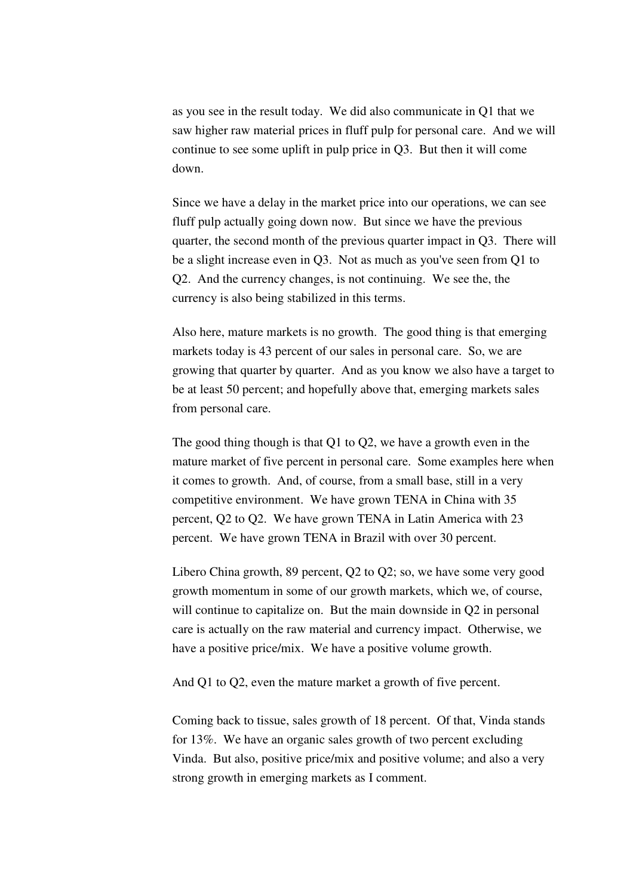as you see in the result today. We did also communicate in Q1 that we saw higher raw material prices in fluff pulp for personal care. And we will continue to see some uplift in pulp price in Q3. But then it will come down.

Since we have a delay in the market price into our operations, we can see fluff pulp actually going down now. But since we have the previous quarter, the second month of the previous quarter impact in Q3. There will be a slight increase even in Q3. Not as much as you've seen from Q1 to Q2. And the currency changes, is not continuing. We see the, the currency is also being stabilized in this terms.

Also here, mature markets is no growth. The good thing is that emerging markets today is 43 percent of our sales in personal care. So, we are growing that quarter by quarter. And as you know we also have a target to be at least 50 percent; and hopefully above that, emerging markets sales from personal care.

The good thing though is that Q1 to Q2, we have a growth even in the mature market of five percent in personal care. Some examples here when it comes to growth. And, of course, from a small base, still in a very competitive environment. We have grown TENA in China with 35 percent, Q2 to Q2. We have grown TENA in Latin America with 23 percent. We have grown TENA in Brazil with over 30 percent.

Libero China growth, 89 percent, Q2 to Q2; so, we have some very good growth momentum in some of our growth markets, which we, of course, will continue to capitalize on. But the main downside in Q2 in personal care is actually on the raw material and currency impact. Otherwise, we have a positive price/mix. We have a positive volume growth.

And Q1 to Q2, even the mature market a growth of five percent.

Coming back to tissue, sales growth of 18 percent. Of that, Vinda stands for 13%. We have an organic sales growth of two percent excluding Vinda. But also, positive price/mix and positive volume; and also a very strong growth in emerging markets as I comment.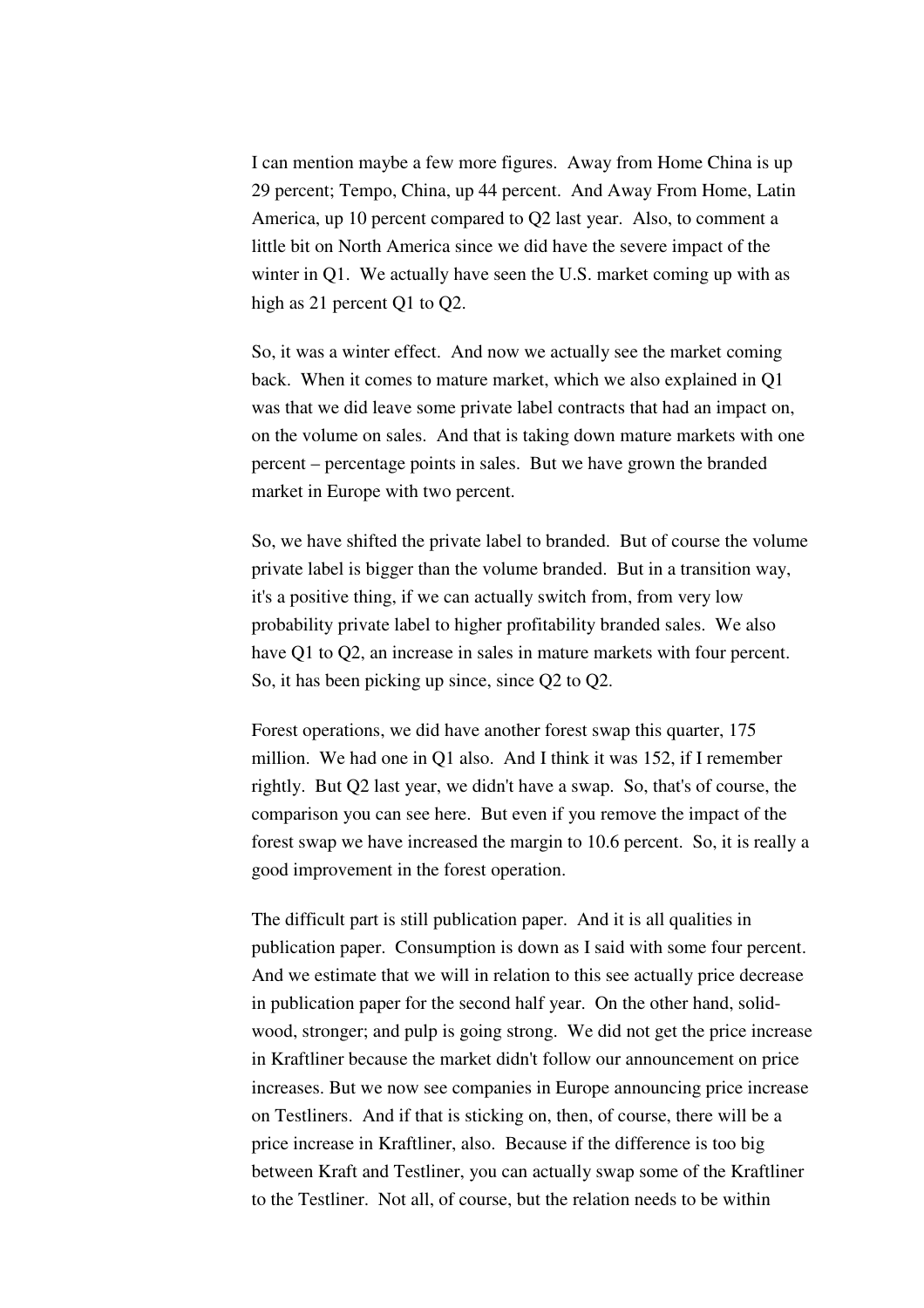I can mention maybe a few more figures. Away from Home China is up 29 percent; Tempo, China, up 44 percent. And Away From Home, Latin America, up 10 percent compared to Q2 last year. Also, to comment a little bit on North America since we did have the severe impact of the winter in Q1. We actually have seen the U.S. market coming up with as high as 21 percent Q1 to Q2.

So, it was a winter effect. And now we actually see the market coming back. When it comes to mature market, which we also explained in Q1 was that we did leave some private label contracts that had an impact on, on the volume on sales. And that is taking down mature markets with one percent – percentage points in sales. But we have grown the branded market in Europe with two percent.

So, we have shifted the private label to branded. But of course the volume private label is bigger than the volume branded. But in a transition way, it's a positive thing, if we can actually switch from, from very low probability private label to higher profitability branded sales. We also have Q1 to Q2, an increase in sales in mature markets with four percent. So, it has been picking up since, since Q2 to Q2.

Forest operations, we did have another forest swap this quarter, 175 million. We had one in Q1 also. And I think it was 152, if I remember rightly. But Q2 last year, we didn't have a swap. So, that's of course, the comparison you can see here. But even if you remove the impact of the forest swap we have increased the margin to 10.6 percent. So, it is really a good improvement in the forest operation.

The difficult part is still publication paper. And it is all qualities in publication paper. Consumption is down as I said with some four percent. And we estimate that we will in relation to this see actually price decrease in publication paper for the second half year. On the other hand, solid-wood, stronger; and pulp is going strong. We did not get the price increase in Kraftliner because the market didn't follow our announcement on price increases. But we now see companies in Europe announcing price increase on Testliners. And if that is sticking on, then, of course, there will be a price increase in Kraftliner, also. Because if the difference is too big between Kraft and Testliner, you can actually swap some of the Kraftliner to the Testliner. Not all, of course, but the relation needs to be within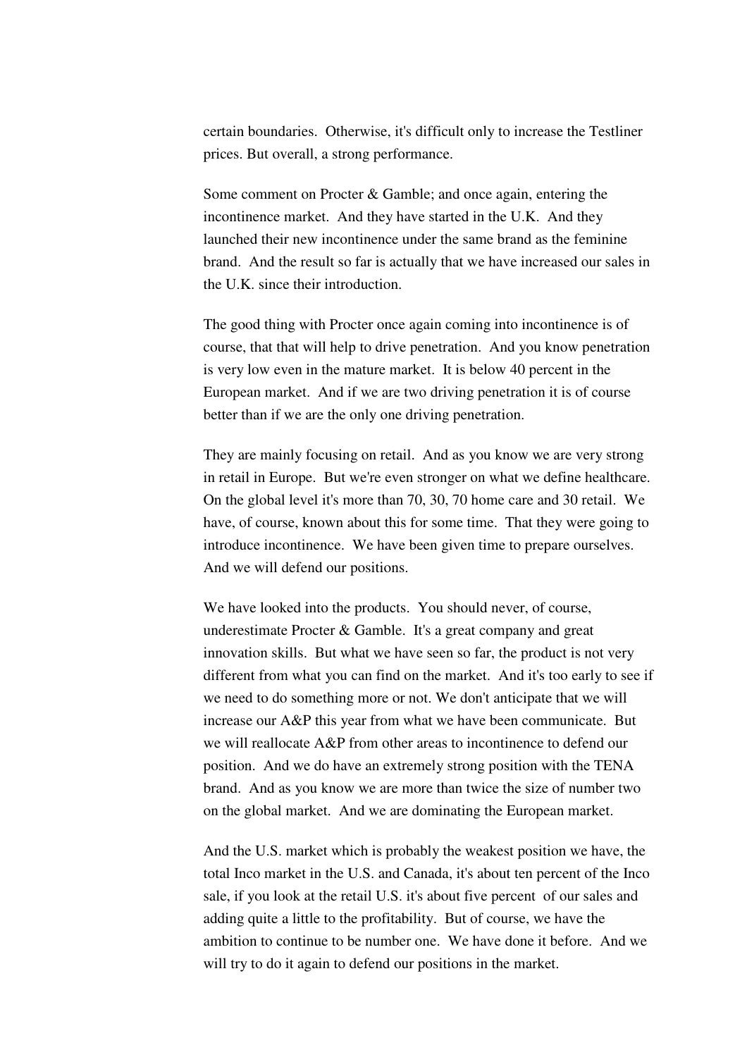certain boundaries. Otherwise, it's difficult only to increase the Testliner prices. But overall, a strong performance.

Some comment on Procter & Gamble; and once again, entering the incontinence market. And they have started in the U.K. And they launched their new incontinence under the same brand as the feminine brand. And the result so far is actually that we have increased our sales in the U.K. since their introduction.

The good thing with Procter once again coming into incontinence is of course, that that will help to drive penetration. And you know penetration is very low even in the mature market. It is below 40 percent in the European market. And if we are two driving penetration it is of course better than if we are the only one driving penetration.

They are mainly focusing on retail. And as you know we are very strong in retail in Europe. But we're even stronger on what we define healthcare. On the global level it's more than 70, 30, 70 home care and 30 retail. We have, of course, known about this for some time. That they were going to introduce incontinence. We have been given time to prepare ourselves. And we will defend our positions.

We have looked into the products. You should never, of course, underestimate Procter & Gamble. It's a great company and great innovation skills. But what we have seen so far, the product is not very different from what you can find on the market. And it's too early to see if we need to do something more or not. We don't anticipate that we will increase our A&P this year from what we have been communicate. But we will reallocate A&P from other areas to incontinence to defend our position. And we do have an extremely strong position with the TENA brand. And as you know we are more than twice the size of number two on the global market. And we are dominating the European market.

And the U.S. market which is probably the weakest position we have, the total Inco market in the U.S. and Canada, it's about ten percent of the Inco sale, if you look at the retail U.S. it's about five percent of our sales and adding quite a little to the profitability. But of course, we have the ambition to continue to be number one. We have done it before. And we will try to do it again to defend our positions in the market.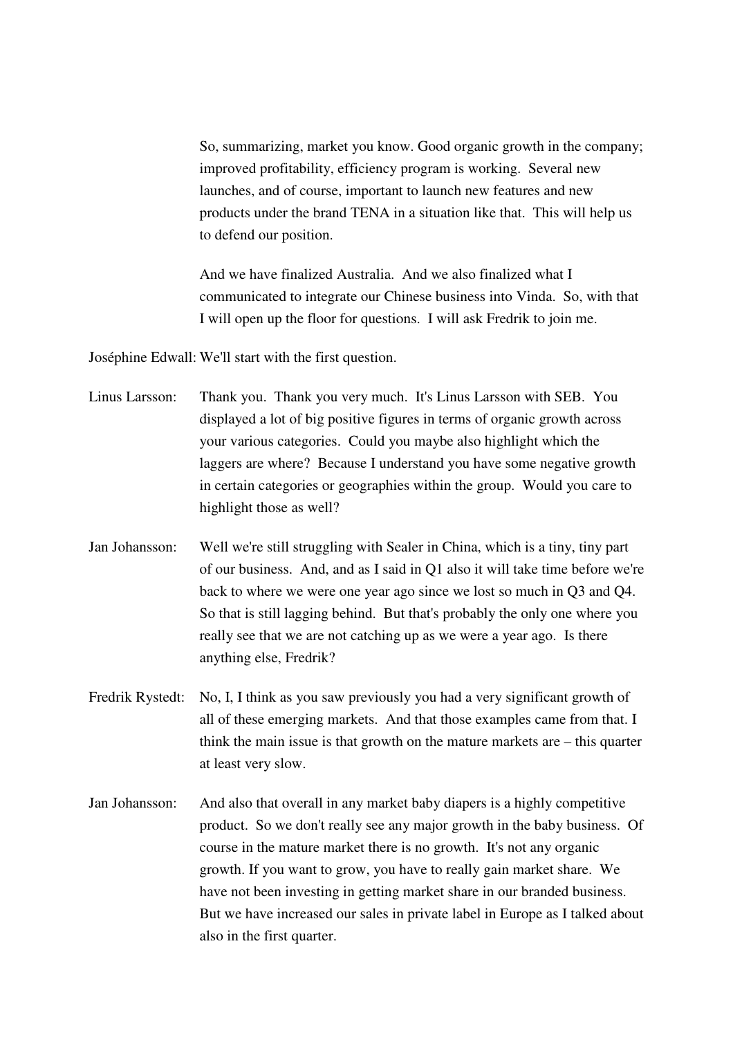So, summarizing, market you know. Good organic growth in the company; improved profitability, efficiency program is working. Several new launches, and of course, important to launch new features and new products under the brand TENA in a situation like that. This will help us to defend our position.

And we have finalized Australia. And we also finalized what I communicated to integrate our Chinese business into Vinda. So, with that I will open up the floor for questions. I will ask Fredrik to join me.

Joséphine Edwall: We'll start with the first question.

Linus Larsson: Thank you. Thank you very much. It's Linus Larsson with SEB. You displayed a lot of big positive figures in terms of organic growth across your various categories. Could you maybe also highlight which the laggers are where? Because I understand you have some negative growth in certain categories or geographies within the group. Would you care to highlight those as well?

Jan Johansson: Well we're still struggling with Sealer in China, which is a tiny, tiny part of our business. And, and as I said in Q1 also it will take time before we're back to where we were one year ago since we lost so much in Q3 and Q4. So that is still lagging behind. But that's probably the only one where you really see that we are not catching up as we were a year ago. Is there anything else, Fredrik?

Fredrik Rystedt: No, I, I think as you saw previously you had a very significant growth of all of these emerging markets. And that those examples came from that. I think the main issue is that growth on the mature markets are – this quarter at least very slow.

Jan Johansson: And also that overall in any market baby diapers is a highly competitive product. So we don't really see any major growth in the baby business. Of course in the mature market there is no growth. It's not any organic growth. If you want to grow, you have to really gain market share. We have not been investing in getting market share in our branded business. But we have increased our sales in private label in Europe as I talked about also in the first quarter.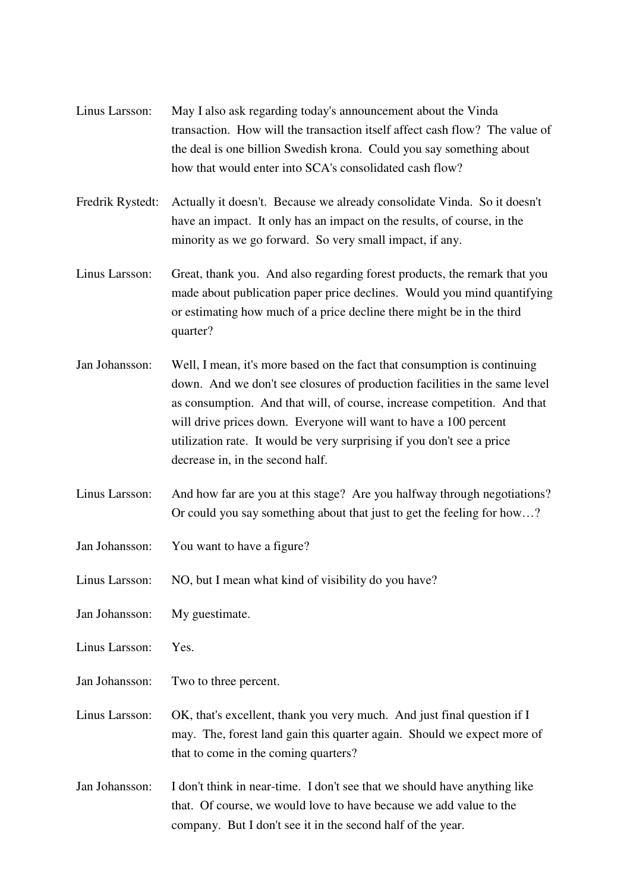Linus Larsson: May I also ask regarding today's announcement about the Vinda transaction. How will the transaction itself affect cash flow? The value of the deal is one billion Swedish krona. Could you say something about how that would enter into SCA's consolidated cash flow?

Fredrik Rystedt: Actually it doesn't. Because we already consolidate Vinda. So it doesn't have an impact. It only has an impact on the results, of course, in the minority as we go forward. So very small impact, if any.

Linus Larsson: Great, thank you. And also regarding forest products, the remark that you made about publication paper price declines. Would you mind quantifying or estimating how much of a price decline there might be in the third quarter?

Jan Johansson: Well, I mean, it's more based on the fact that consumption is continuing down. And we don't see closures of production facilities in the same level as consumption. And that will, of course, increase competition. And that will drive prices down. Everyone will want to have a 100 percent utilization rate. It would be very surprising if you don't see a price decrease in, in the second half.

Linus Larsson: And how far are you at this stage? Are you halfway through negotiations? Or could you say something about that just to get the feeling for how…?

Jan Johansson: You want to have a figure?

Linus Larsson: NO, but I mean what kind of visibility do you have?

Jan Johansson: My guestimate.

Linus Larsson: Yes.

Jan Johansson: Two to three percent.

Linus Larsson: OK, that's excellent, thank you very much. And just final question if I may. The, forest land gain this quarter again. Should we expect more of that to come in the coming quarters?

Jan Johansson: I don't think in near-time. I don't see that we should have anything like that. Of course, we would love to have because we add value to the company. But I don't see it in the second half of the year.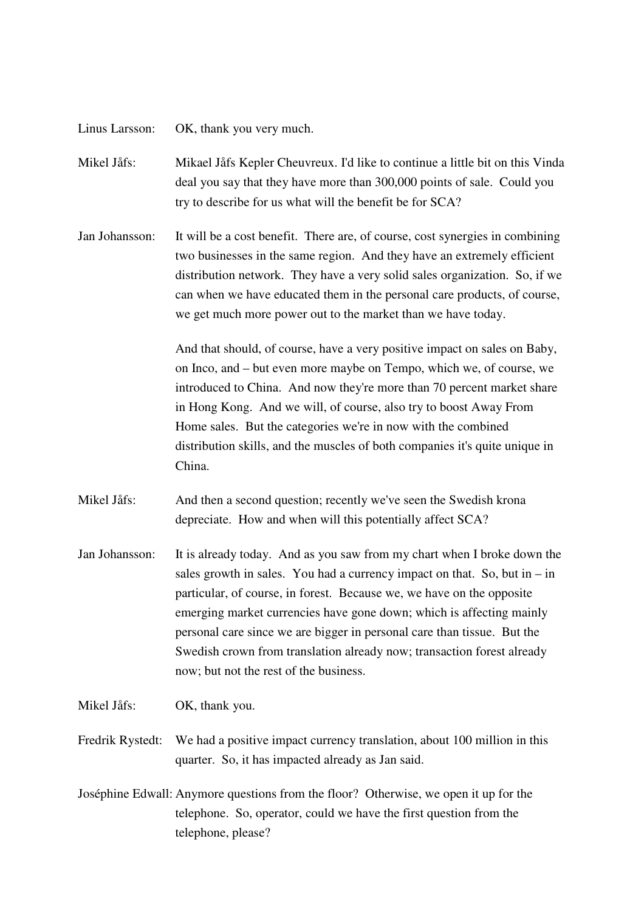Linus Larsson: OK, thank you very much.

Mikel Jåfs: Mikael Jåfs Kepler Cheuvreux. I'd like to continue a little bit on this Vinda deal you say that they have more than 300,000 points of sale. Could you try to describe for us what will the benefit be for SCA?

Jan Johansson: It will be a cost benefit. There are, of course, cost synergies in combining two businesses in the same region. And they have an extremely efficient distribution network. They have a very solid sales organization. So, if we can when we have educated them in the personal care products, of course, we get much more power out to the market than we have today.

And that should, of course, have a very positive impact on sales on Baby, on Inco, and – but even more maybe on Tempo, which we, of course, we introduced to China. And now they're more than 70 percent market share in Hong Kong. And we will, of course, also try to boost Away From Home sales. But the categories we're in now with the combined distribution skills, and the muscles of both companies it's quite unique in China.

Mikel Jåfs: And then a second question; recently we've seen the Swedish krona depreciate. How and when will this potentially affect SCA?

Jan Johansson: It is already today. And as you saw from my chart when I broke down the sales growth in sales. You had a currency impact on that. So, but in – in particular, of course, in forest. Because we, we have on the opposite emerging market currencies have gone down; which is affecting mainly personal care since we are bigger in personal care than tissue. But the Swedish crown from translation already now; transaction forest already now; but not the rest of the business.

Mikel Jåfs: OK, thank you.

Fredrik Rystedt: We had a positive impact currency translation, about 100 million in this quarter. So, it has impacted already as Jan said.

Joséphine Edwall: Anymore questions from the floor? Otherwise, we open it up for the telephone. So, operator, could we have the first question from the telephone, please?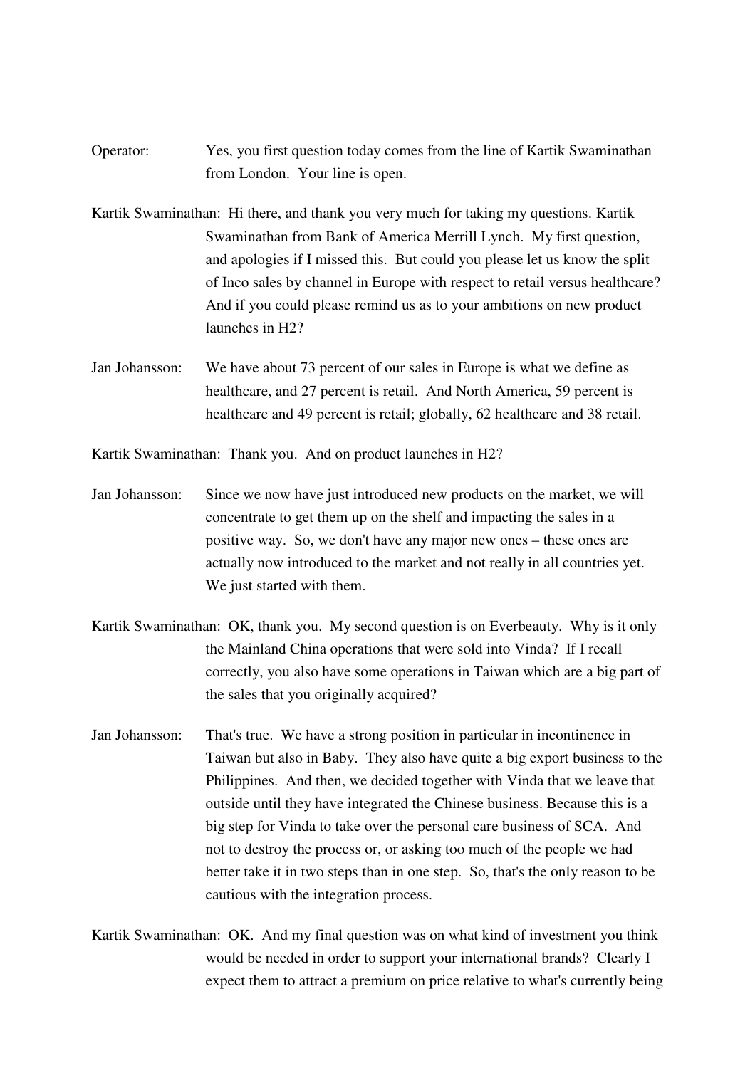Operator: Yes, you first question today comes from the line of Kartik Swaminathan from London. Your line is open.

Kartik Swaminathan: Hi there, and thank you very much for taking my questions. Kartik Swaminathan from Bank of America Merrill Lynch. My first question, and apologies if I missed this. But could you please let us know the split of Inco sales by channel in Europe with respect to retail versus healthcare? And if you could please remind us as to your ambitions on new product launches in H2?

Jan Johansson: We have about 73 percent of our sales in Europe is what we define as healthcare, and 27 percent is retail. And North America, 59 percent is healthcare and 49 percent is retail; globally, 62 healthcare and 38 retail.

Kartik Swaminathan: Thank you. And on product launches in H2?

Jan Johansson: Since we now have just introduced new products on the market, we will concentrate to get them up on the shelf and impacting the sales in a positive way. So, we don't have any major new ones – these ones are actually now introduced to the market and not really in all countries yet. We just started with them.

Kartik Swaminathan: OK, thank you. My second question is on Everbeauty. Why is it only the Mainland China operations that were sold into Vinda? If I recall correctly, you also have some operations in Taiwan which are a big part of the sales that you originally acquired?

Jan Johansson: That's true. We have a strong position in particular in incontinence in Taiwan but also in Baby. They also have quite a big export business to the Philippines. And then, we decided together with Vinda that we leave that outside until they have integrated the Chinese business. Because this is a big step for Vinda to take over the personal care business of SCA. And not to destroy the process or, or asking too much of the people we had better take it in two steps than in one step. So, that's the only reason to be cautious with the integration process.

Kartik Swaminathan: OK. And my final question was on what kind of investment you think would be needed in order to support your international brands? Clearly I expect them to attract a premium on price relative to what's currently being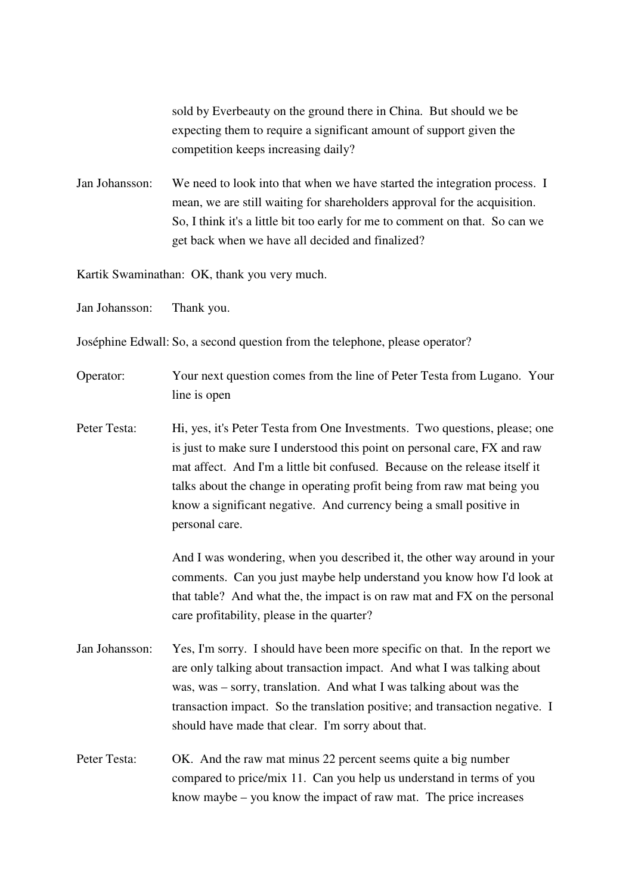sold by Everbeauty on the ground there in China. But should we be expecting them to require a significant amount of support given the competition keeps increasing daily?

Jan Johansson: We need to look into that when we have started the integration process. I mean, we are still waiting for shareholders approval for the acquisition. So, I think it's a little bit too early for me to comment on that. So can we get back when we have all decided and finalized?

Kartik Swaminathan: OK, thank you very much.

Jan Johansson: Thank you.

Joséphine Edwall: So, a second question from the telephone, please operator?

Operator: Your next question comes from the line of Peter Testa from Lugano. Your line is open

Peter Testa: Hi, yes, it's Peter Testa from One Investments. Two questions, please; one is just to make sure I understood this point on personal care, FX and raw mat affect. And I'm a little bit confused. Because on the release itself it talks about the change in operating profit being from raw mat being you know a significant negative. And currency being a small positive in personal care.

And I was wondering, when you described it, the other way around in your comments. Can you just maybe help understand you know how I'd look at that table? And what the, the impact is on raw mat and FX on the personal care profitability, please in the quarter?

Jan Johansson: Yes, I'm sorry. I should have been more specific on that. In the report we are only talking about transaction impact. And what I was talking about was, was – sorry, translation. And what I was talking about was the transaction impact. So the translation positive; and transaction negative. I should have made that clear. I'm sorry about that.

Peter Testa: OK. And the raw mat minus 22 percent seems quite a big number compared to price/mix 11. Can you help us understand in terms of you know maybe – you know the impact of raw mat. The price increases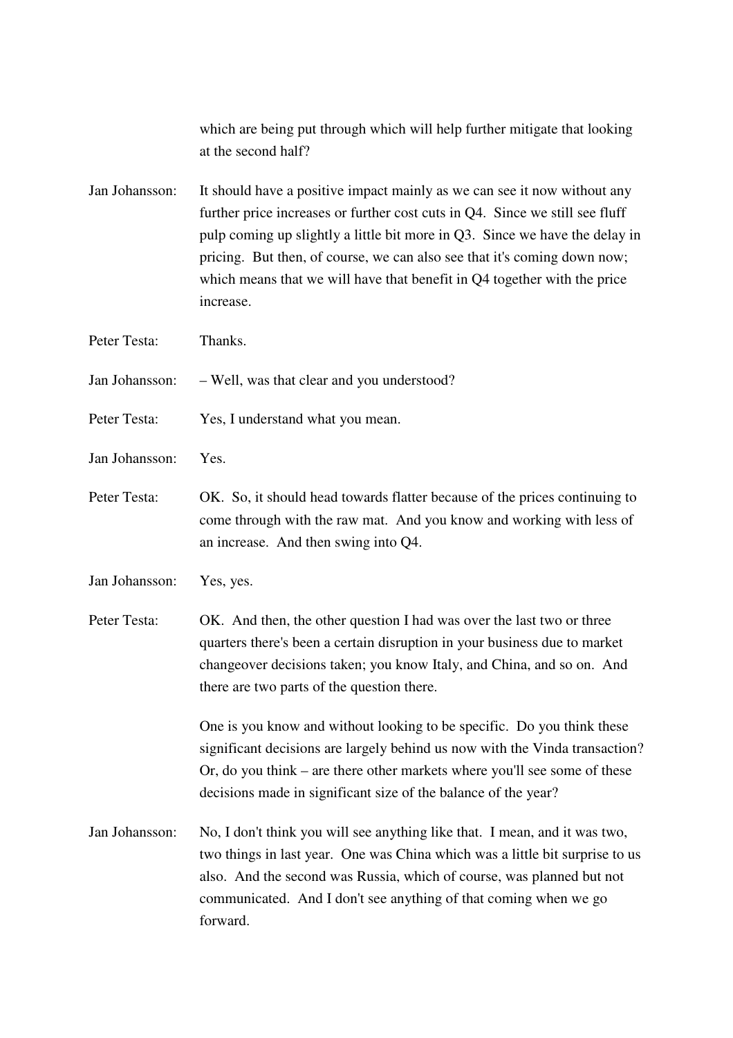which are being put through which will help further mitigate that looking at the second half?

Jan Johansson: It should have a positive impact mainly as we can see it now without any further price increases or further cost cuts in Q4. Since we still see fluff pulp coming up slightly a little bit more in Q3. Since we have the delay in pricing. But then, of course, we can also see that it's coming down now; which means that we will have that benefit in Q4 together with the price increase.

Peter Testa: Thanks.

Jan Johansson: – Well, was that clear and you understood?

Peter Testa: Yes, I understand what you mean.

Jan Johansson: Yes.

Peter Testa: OK. So, it should head towards flatter because of the prices continuing to come through with the raw mat. And you know and working with less of an increase. And then swing into Q4.

Jan Johansson: Yes, yes.

Peter Testa: OK. And then, the other question I had was over the last two or three quarters there's been a certain disruption in your business due to market changeover decisions taken; you know Italy, and China, and so on. And there are two parts of the question there.

One is you know and without looking to be specific. Do you think these significant decisions are largely behind us now with the Vinda transaction? Or, do you think – are there other markets where you'll see some of these decisions made in significant size of the balance of the year?

Jan Johansson: No, I don't think you will see anything like that. I mean, and it was two, two things in last year. One was China which was a little bit surprise to us also. And the second was Russia, which of course, was planned but not communicated. And I don't see anything of that coming when we go forward.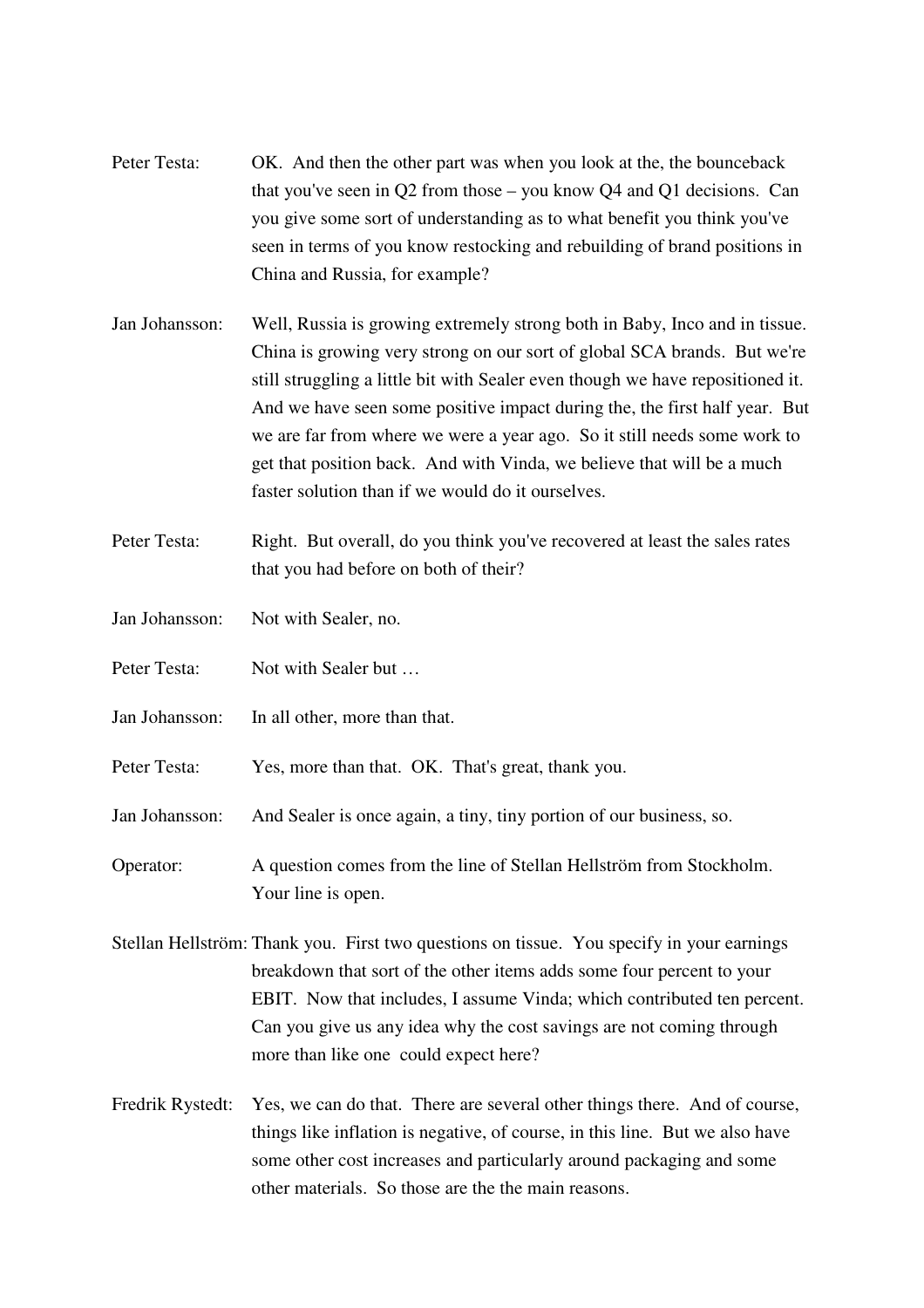Peter Testa: OK. And then the other part was when you look at the, the bounceback that you've seen in Q2 from those – you know Q4 and Q1 decisions. Can you give some sort of understanding as to what benefit you think you've seen in terms of you know restocking and rebuilding of brand positions in China and Russia, for example?

Jan Johansson: Well, Russia is growing extremely strong both in Baby, Inco and in tissue. China is growing very strong on our sort of global SCA brands. But we're still struggling a little bit with Sealer even though we have repositioned it. And we have seen some positive impact during the, the first half year. But we are far from where we were a year ago. So it still needs some work to get that position back. And with Vinda, we believe that will be a much faster solution than if we would do it ourselves.

Peter Testa: Right. But overall, do you think you've recovered at least the sales rates that you had before on both of their?

Jan Johansson: Not with Sealer, no.

Peter Testa: Not with Sealer but …

Jan Johansson: In all other, more than that.

Peter Testa: Yes, more than that. OK. That's great, thank you.

Jan Johansson: And Sealer is once again, a tiny, tiny portion of our business, so.

Operator: A question comes from the line of Stellan Hellström from Stockholm. Your line is open.

Stellan Hellström: Thank you. First two questions on tissue. You specify in your earnings breakdown that sort of the other items adds some four percent to your EBIT. Now that includes, I assume Vinda; which contributed ten percent. Can you give us any idea why the cost savings are not coming through more than like one could expect here?

Fredrik Rystedt: Yes, we can do that. There are several other things there. And of course, things like inflation is negative, of course, in this line. But we also have some other cost increases and particularly around packaging and some other materials. So those are the the main reasons.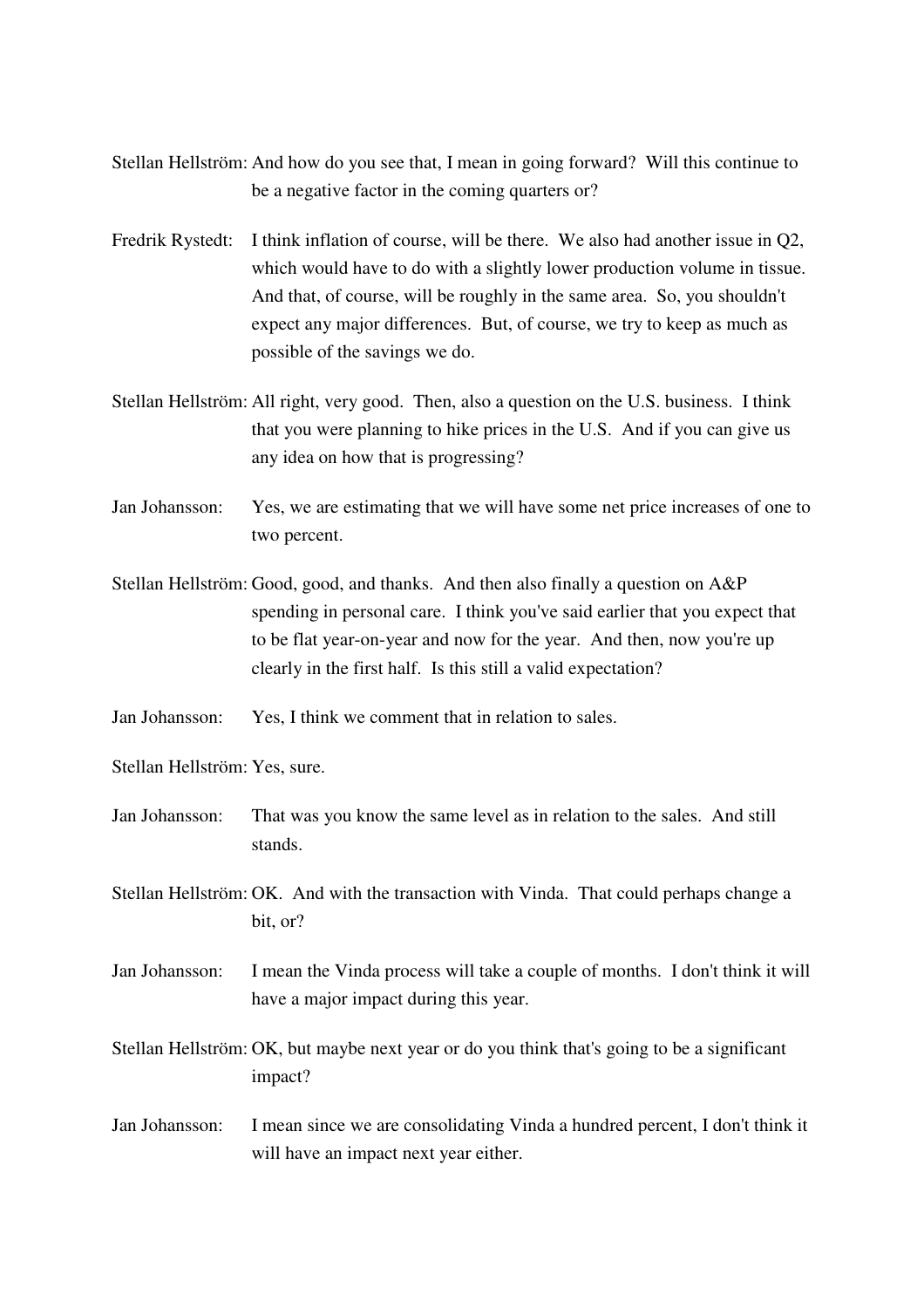Stellan Hellström: And how do you see that, I mean in going forward? Will this continue to be a negative factor in the coming quarters or?

Fredrik Rystedt: I think inflation of course, will be there. We also had another issue in Q2, which would have to do with a slightly lower production volume in tissue. And that, of course, will be roughly in the same area. So, you shouldn't expect any major differences. But, of course, we try to keep as much as possible of the savings we do.

Stellan Hellström: All right, very good. Then, also a question on the U.S. business. I think that you were planning to hike prices in the U.S. And if you can give us any idea on how that is progressing?

Jan Johansson: Yes, we are estimating that we will have some net price increases of one to two percent.

Stellan Hellström: Good, good, and thanks. And then also finally a question on A&P spending in personal care. I think you've said earlier that you expect that to be flat year-on-year and now for the year. And then, now you're up clearly in the first half. Is this still a valid expectation?

Jan Johansson: Yes, I think we comment that in relation to sales.

Stellan Hellström: Yes, sure.

Jan Johansson: That was you know the same level as in relation to the sales. And still stands.

Stellan Hellström: OK. And with the transaction with Vinda. That could perhaps change a bit, or?

Jan Johansson: I mean the Vinda process will take a couple of months. I don't think it will have a major impact during this year.

Stellan Hellström: OK, but maybe next year or do you think that's going to be a significant impact?

Jan Johansson: I mean since we are consolidating Vinda a hundred percent, I don't think it will have an impact next year either.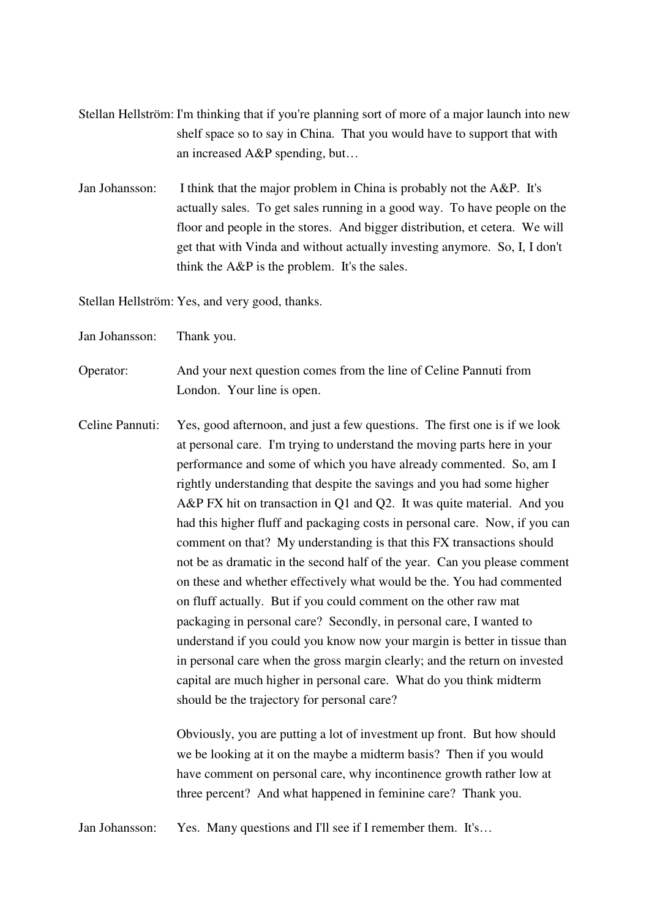Stellan Hellström: I'm thinking that if you're planning sort of more of a major launch into new shelf space so to say in China. That you would have to support that with an increased A&P spending, but…

Jan Johansson: I think that the major problem in China is probably not the A&P. It's actually sales. To get sales running in a good way. To have people on the floor and people in the stores. And bigger distribution, et cetera. We will get that with Vinda and without actually investing anymore. So, I, I don't think the A&P is the problem. It's the sales.

Stellan Hellström: Yes, and very good, thanks.

Jan Johansson: Thank you.

Operator: And your next question comes from the line of Celine Pannuti from London. Your line is open.

Celine Pannuti: Yes, good afternoon, and just a few questions. The first one is if we look at personal care. I'm trying to understand the moving parts here in your performance and some of which you have already commented. So, am I rightly understanding that despite the savings and you had some higher A&P FX hit on transaction in Q1 and Q2. It was quite material. And you had this higher fluff and packaging costs in personal care. Now, if you can comment on that? My understanding is that this FX transactions should not be as dramatic in the second half of the year. Can you please comment on these and whether effectively what would be the. You had commented on fluff actually. But if you could comment on the other raw mat packaging in personal care? Secondly, in personal care, I wanted to understand if you could you know now your margin is better in tissue than in personal care when the gross margin clearly; and the return on invested capital are much higher in personal care. What do you think midterm should be the trajectory for personal care?

Obviously, you are putting a lot of investment up front. But how should we be looking at it on the maybe a midterm basis? Then if you would have comment on personal care, why incontinence growth rather low at three percent? And what happened in feminine care? Thank you.

Jan Johansson: Yes. Many questions and I'll see if I remember them. It's…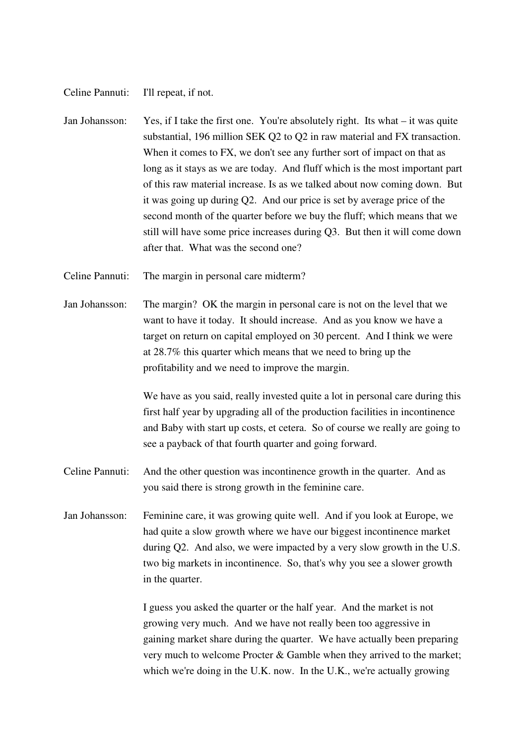Celine Pannuti: I'll repeat, if not.

Jan Johansson: Yes, if I take the first one. You're absolutely right. Its what – it was quite substantial, 196 million SEK Q2 to Q2 in raw material and FX transaction. When it comes to FX, we don't see any further sort of impact on that as long as it stays as we are today. And fluff which is the most important part of this raw material increase. Is as we talked about now coming down. But it was going up during Q2. And our price is set by average price of the second month of the quarter before we buy the fluff; which means that we still will have some price increases during Q3. But then it will come down after that. What was the second one?

Celine Pannuti: The margin in personal care midterm?

Jan Johansson: The margin? OK the margin in personal care is not on the level that we want to have it today. It should increase. And as you know we have a target on return on capital employed on 30 percent. And I think we were at 28.7% this quarter which means that we need to bring up the profitability and we need to improve the margin.

We have as you said, really invested quite a lot in personal care during this first half year by upgrading all of the production facilities in incontinence and Baby with start up costs, et cetera. So of course we really are going to see a payback of that fourth quarter and going forward.

Celine Pannuti: And the other question was incontinence growth in the quarter. And as you said there is strong growth in the feminine care.

Jan Johansson: Feminine care, it was growing quite well. And if you look at Europe, we had quite a slow growth where we have our biggest incontinence market during Q2. And also, we were impacted by a very slow growth in the U.S. two big markets in incontinence. So, that's why you see a slower growth in the quarter.

I guess you asked the quarter or the half year. And the market is not growing very much. And we have not really been too aggressive in gaining market share during the quarter. We have actually been preparing very much to welcome Procter & Gamble when they arrived to the market; which we're doing in the U.K. now. In the U.K., we're actually growing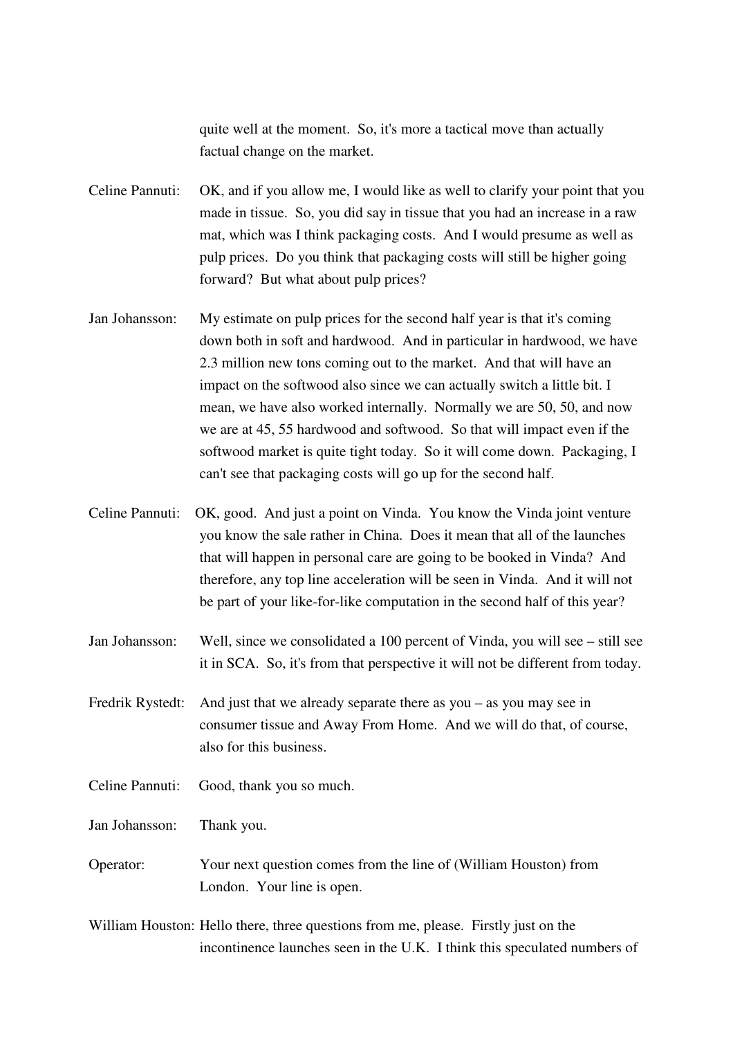quite well at the moment. So, it's more a tactical move than actually factual change on the market.

Celine Pannuti: OK, and if you allow me, I would like as well to clarify your point that you made in tissue. So, you did say in tissue that you had an increase in a raw mat, which was I think packaging costs. And I would presume as well as pulp prices. Do you think that packaging costs will still be higher going forward? But what about pulp prices?

Jan Johansson: My estimate on pulp prices for the second half year is that it's coming down both in soft and hardwood. And in particular in hardwood, we have 2.3 million new tons coming out to the market. And that will have an impact on the softwood also since we can actually switch a little bit. I mean, we have also worked internally. Normally we are 50, 50, and now we are at 45, 55 hardwood and softwood. So that will impact even if the softwood market is quite tight today. So it will come down. Packaging, I can't see that packaging costs will go up for the second half.

Celine Pannuti: OK, good. And just a point on Vinda. You know the Vinda joint venture you know the sale rather in China. Does it mean that all of the launches that will happen in personal care are going to be booked in Vinda? And therefore, any top line acceleration will be seen in Vinda. And it will not be part of your like-for-like computation in the second half of this year?

Jan Johansson: Well, since we consolidated a 100 percent of Vinda, you will see – still see it in SCA. So, it's from that perspective it will not be different from today.

Fredrik Rystedt: And just that we already separate there as you – as you may see in consumer tissue and Away From Home. And we will do that, of course, also for this business.

Celine Pannuti: Good, thank you so much.

Jan Johansson: Thank you.

Operator: Your next question comes from the line of (William Houston) from London. Your line is open.

William Houston: Hello there, three questions from me, please. Firstly just on the incontinence launches seen in the U.K. I think this speculated numbers of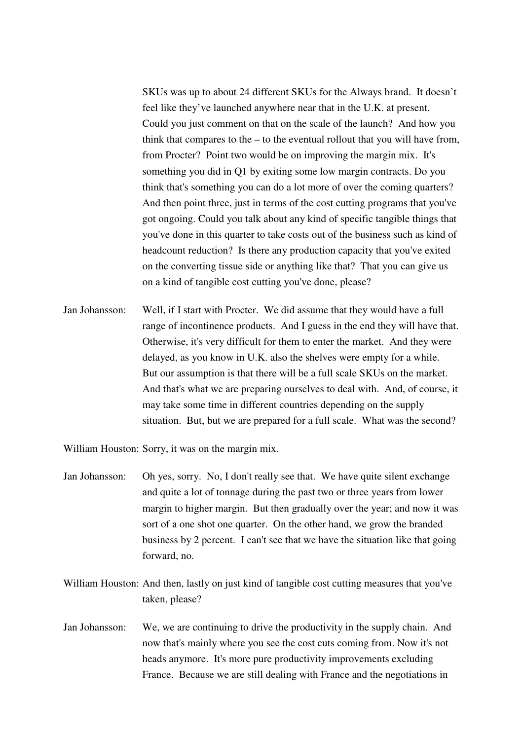SKUs was up to about 24 different SKUs for the Always brand. It doesn't feel like they've launched anywhere near that in the U.K. at present. Could you just comment on that on the scale of the launch? And how you think that compares to the – to the eventual rollout that you will have from, from Procter? Point two would be on improving the margin mix. It's something you did in Q1 by exiting some low margin contracts. Do you think that's something you can do a lot more of over the coming quarters? And then point three, just in terms of the cost cutting programs that you've got ongoing. Could you talk about any kind of specific tangible things that you've done in this quarter to take costs out of the business such as kind of headcount reduction? Is there any production capacity that you've exited on the converting tissue side or anything like that? That you can give us on a kind of tangible cost cutting you've done, please?

Jan Johansson: Well, if I start with Procter. We did assume that they would have a full range of incontinence products. And I guess in the end they will have that. Otherwise, it's very difficult for them to enter the market. And they were delayed, as you know in U.K. also the shelves were empty for a while. But our assumption is that there will be a full scale SKUs on the market. And that's what we are preparing ourselves to deal with. And, of course, it may take some time in different countries depending on the supply situation. But, but we are prepared for a full scale. What was the second?

William Houston: Sorry, it was on the margin mix.

Jan Johansson: Oh yes, sorry. No, I don't really see that. We have quite silent exchange and quite a lot of tonnage during the past two or three years from lower margin to higher margin. But then gradually over the year; and now it was sort of a one shot one quarter. On the other hand, we grow the branded business by 2 percent. I can't see that we have the situation like that going forward, no.

William Houston: And then, lastly on just kind of tangible cost cutting measures that you've taken, please?

Jan Johansson: We, we are continuing to drive the productivity in the supply chain. And now that's mainly where you see the cost cuts coming from. Now it's not heads anymore. It's more pure productivity improvements excluding France. Because we are still dealing with France and the negotiations in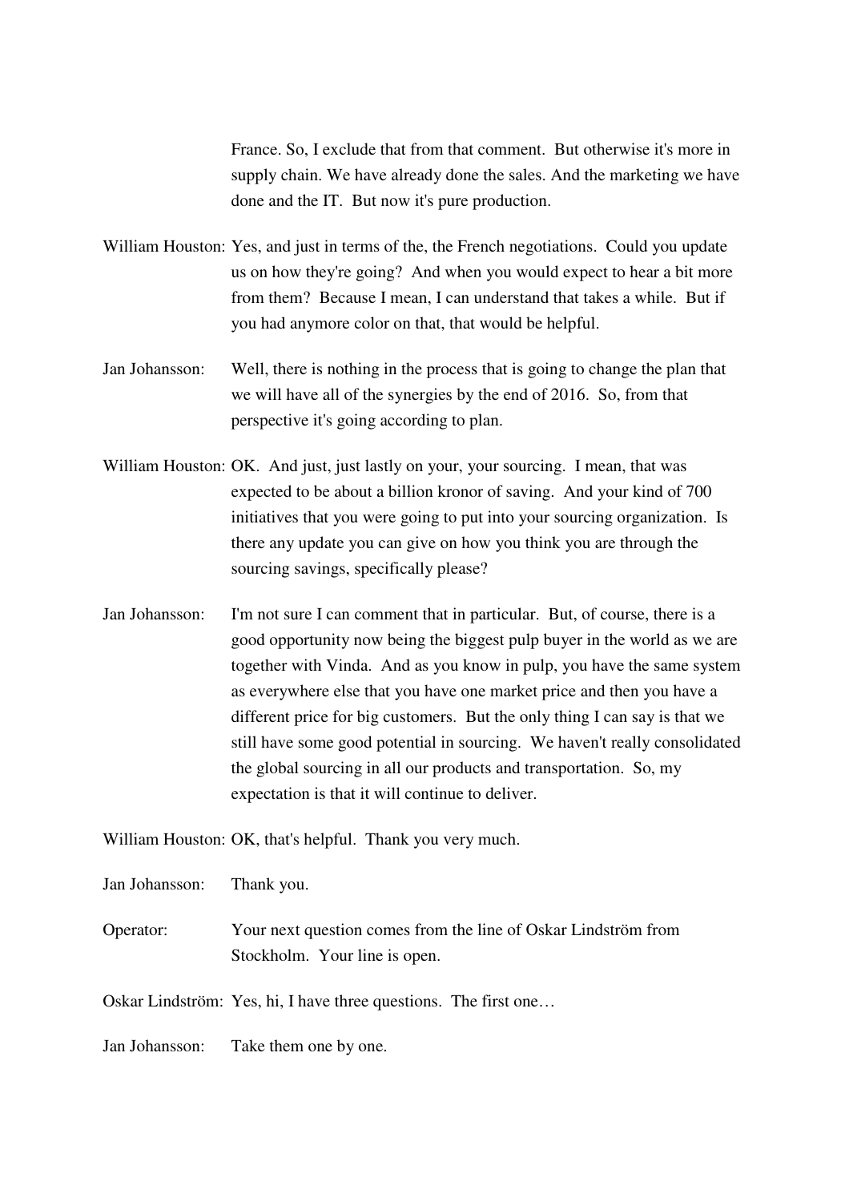France. So, I exclude that from that comment. But otherwise it's more in supply chain. We have already done the sales. And the marketing we have done and the IT. But now it's pure production.

William Houston: Yes, and just in terms of the, the French negotiations. Could you update us on how they're going? And when you would expect to hear a bit more from them? Because I mean, I can understand that takes a while. But if you had anymore color on that, that would be helpful.

Jan Johansson: Well, there is nothing in the process that is going to change the plan that we will have all of the synergies by the end of 2016. So, from that perspective it's going according to plan.

William Houston: OK. And just, just lastly on your, your sourcing. I mean, that was expected to be about a billion kronor of saving. And your kind of 700 initiatives that you were going to put into your sourcing organization. Is there any update you can give on how you think you are through the sourcing savings, specifically please?

Jan Johansson: I'm not sure I can comment that in particular. But, of course, there is a good opportunity now being the biggest pulp buyer in the world as we are together with Vinda. And as you know in pulp, you have the same system as everywhere else that you have one market price and then you have a different price for big customers. But the only thing I can say is that we still have some good potential in sourcing. We haven't really consolidated the global sourcing in all our products and transportation. So, my expectation is that it will continue to deliver.

William Houston: OK, that's helpful. Thank you very much.

Jan Johansson: Thank you.

Operator: Your next question comes from the line of Oskar Lindström from Stockholm. Your line is open.

Oskar Lindström: Yes, hi, I have three questions. The first one…

Jan Johansson: Take them one by one.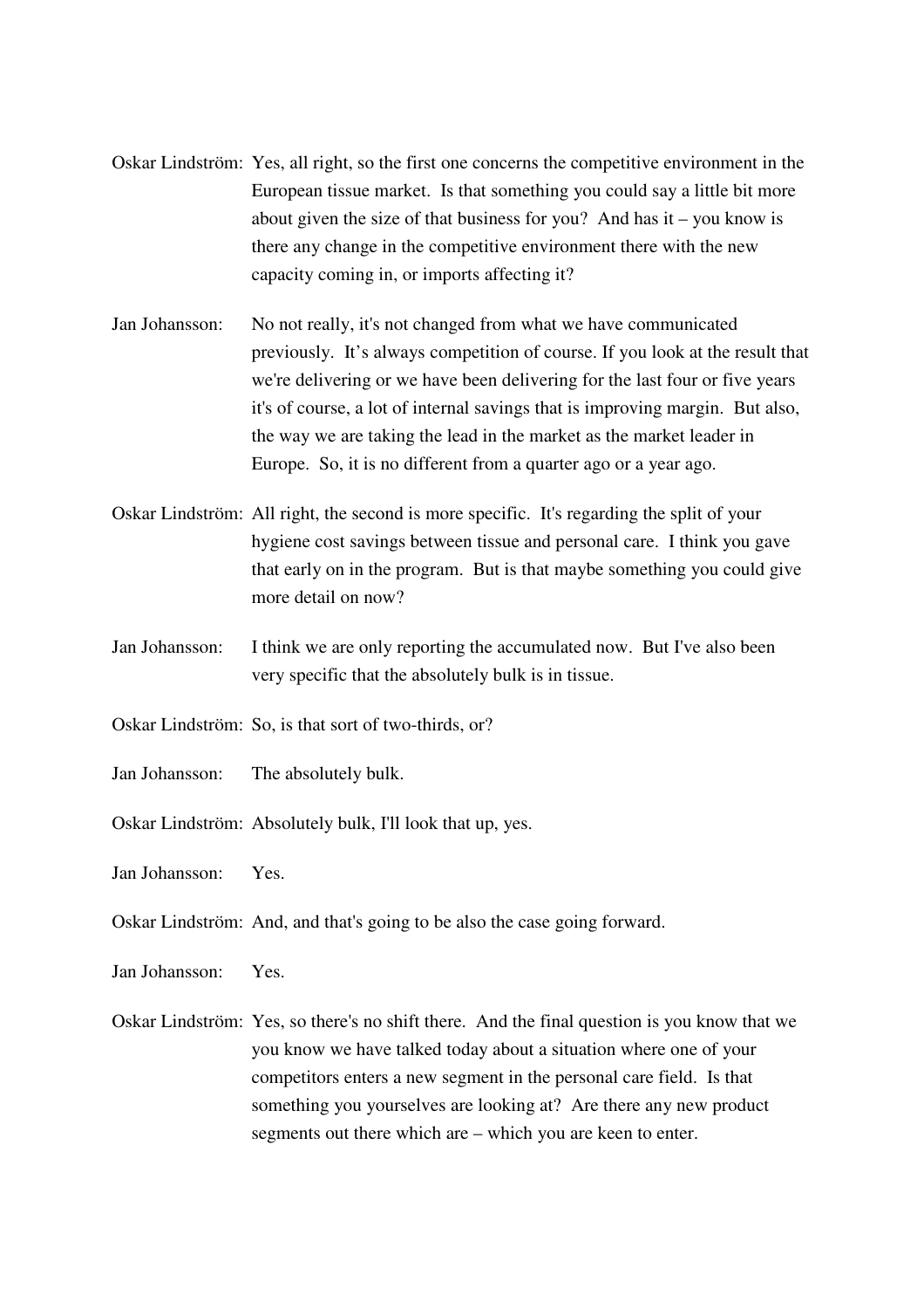Oskar Lindström: Yes, all right, so the first one concerns the competitive environment in the European tissue market. Is that something you could say a little bit more about given the size of that business for you? And has it – you know is there any change in the competitive environment there with the new capacity coming in, or imports affecting it?

Jan Johansson: No not really, it's not changed from what we have communicated previously. It's always competition of course. If you look at the result that we're delivering or we have been delivering for the last four or five years it's of course, a lot of internal savings that is improving margin. But also, the way we are taking the lead in the market as the market leader in Europe. So, it is no different from a quarter ago or a year ago.

Oskar Lindström: All right, the second is more specific. It's regarding the split of your hygiene cost savings between tissue and personal care. I think you gave that early on in the program. But is that maybe something you could give more detail on now?

Jan Johansson: I think we are only reporting the accumulated now. But I've also been very specific that the absolutely bulk is in tissue.

Oskar Lindström: So, is that sort of two-thirds, or?

Jan Johansson: The absolutely bulk.

Oskar Lindström: Absolutely bulk, I'll look that up, yes.

Jan Johansson: Yes.

Oskar Lindström: And, and that's going to be also the case going forward.

Jan Johansson: Yes.

Oskar Lindström: Yes, so there's no shift there. And the final question is you know that we you know we have talked today about a situation where one of your competitors enters a new segment in the personal care field. Is that something you yourselves are looking at? Are there any new product segments out there which are – which you are keen to enter.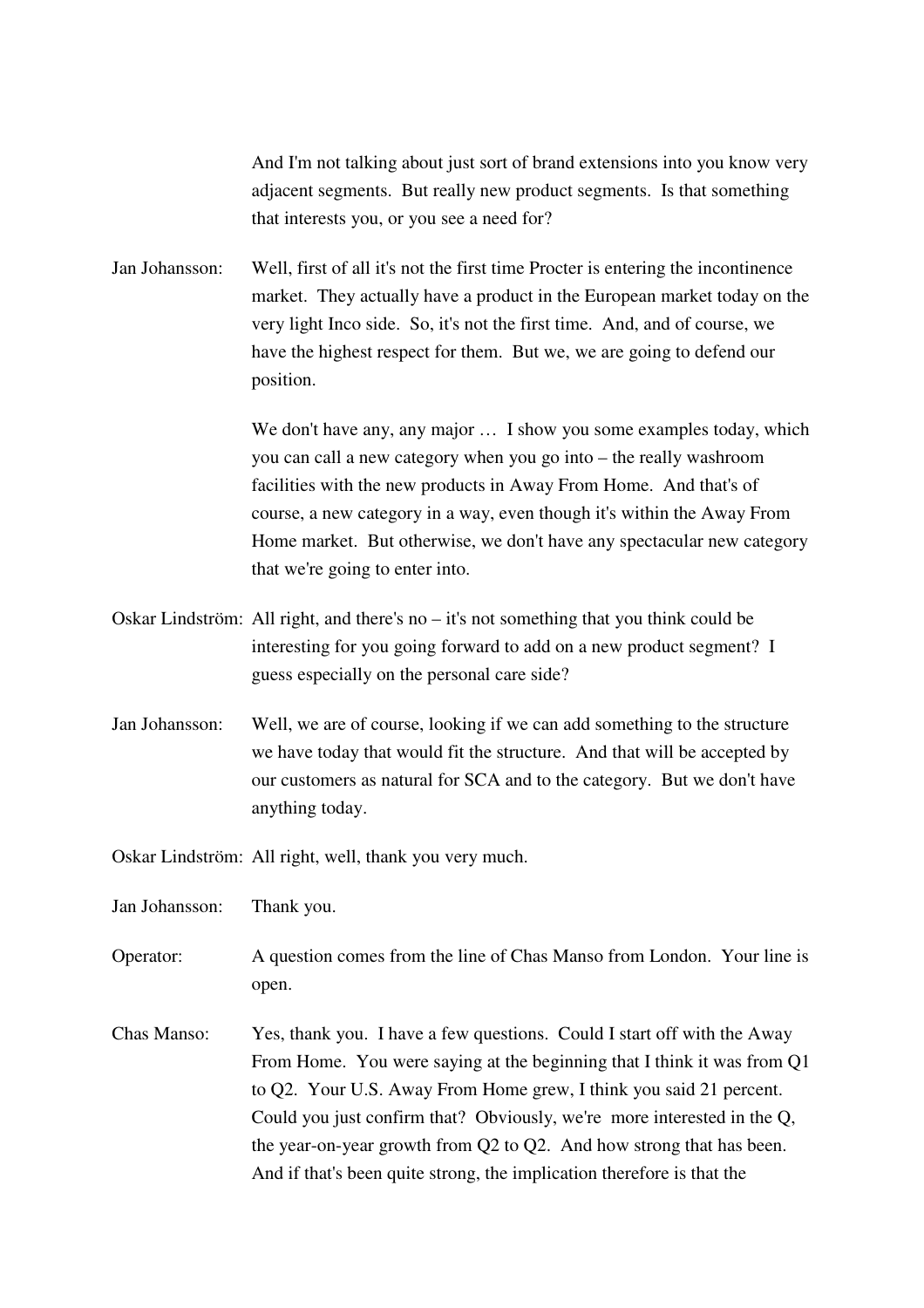And I'm not talking about just sort of brand extensions into you know very adjacent segments. But really new product segments. Is that something that interests you, or you see a need for?

Jan Johansson: Well, first of all it's not the first time Procter is entering the incontinence market. They actually have a product in the European market today on the very light Inco side. So, it's not the first time. And, and of course, we have the highest respect for them. But we, we are going to defend our position.

We don't have any, any major … I show you some examples today, which you can call a new category when you go into – the really washroom facilities with the new products in Away From Home. And that's of course, a new category in a way, even though it's within the Away From Home market. But otherwise, we don't have any spectacular new category that we're going to enter into.

Oskar Lindström: All right, and there's no – it's not something that you think could be interesting for you going forward to add on a new product segment? I guess especially on the personal care side?

Jan Johansson: Well, we are of course, looking if we can add something to the structure we have today that would fit the structure. And that will be accepted by our customers as natural for SCA and to the category. But we don't have anything today.

Oskar Lindström: All right, well, thank you very much.

Jan Johansson: Thank you.

Operator: A question comes from the line of Chas Manso from London. Your line is open.

Chas Manso: Yes, thank you. I have a few questions. Could I start off with the Away From Home. You were saying at the beginning that I think it was from Q1 to Q2. Your U.S. Away From Home grew, I think you said 21 percent. Could you just confirm that? Obviously, we're more interested in the Q, the year-on-year growth from Q2 to Q2. And how strong that has been. And if that's been quite strong, the implication therefore is that the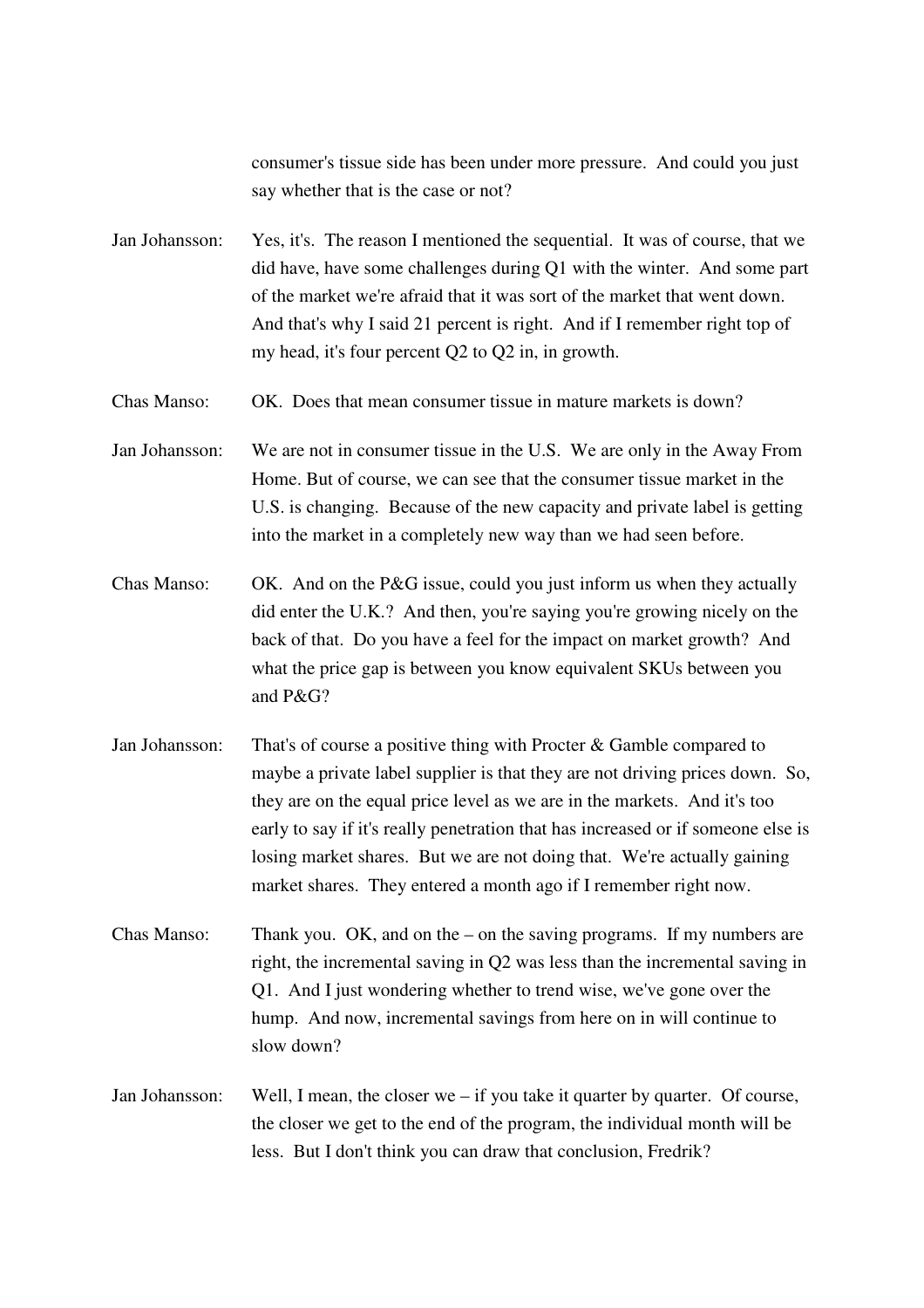consumer's tissue side has been under more pressure. And could you just say whether that is the case or not?

Jan Johansson: Yes, it's. The reason I mentioned the sequential. It was of course, that we did have, have some challenges during Q1 with the winter. And some part of the market we're afraid that it was sort of the market that went down. And that's why I said 21 percent is right. And if I remember right top of my head, it's four percent Q2 to Q2 in, in growth.

Chas Manso: OK. Does that mean consumer tissue in mature markets is down?

Jan Johansson: We are not in consumer tissue in the U.S. We are only in the Away From Home. But of course, we can see that the consumer tissue market in the U.S. is changing. Because of the new capacity and private label is getting into the market in a completely new way than we had seen before.

Chas Manso: OK. And on the P&G issue, could you just inform us when they actually did enter the U.K.? And then, you're saying you're growing nicely on the back of that. Do you have a feel for the impact on market growth? And what the price gap is between you know equivalent SKUs between you and P&G?

Jan Johansson: That's of course a positive thing with Procter & Gamble compared to maybe a private label supplier is that they are not driving prices down. So, they are on the equal price level as we are in the markets. And it's too early to say if it's really penetration that has increased or if someone else is losing market shares. But we are not doing that. We're actually gaining market shares. They entered a month ago if I remember right now.

Chas Manso: Thank you. OK, and on the – on the saving programs. If my numbers are right, the incremental saving in Q2 was less than the incremental saving in Q1. And I just wondering whether to trend wise, we've gone over the hump. And now, incremental savings from here on in will continue to slow down?

Jan Johansson: Well, I mean, the closer we – if you take it quarter by quarter. Of course, the closer we get to the end of the program, the individual month will be less. But I don't think you can draw that conclusion, Fredrik?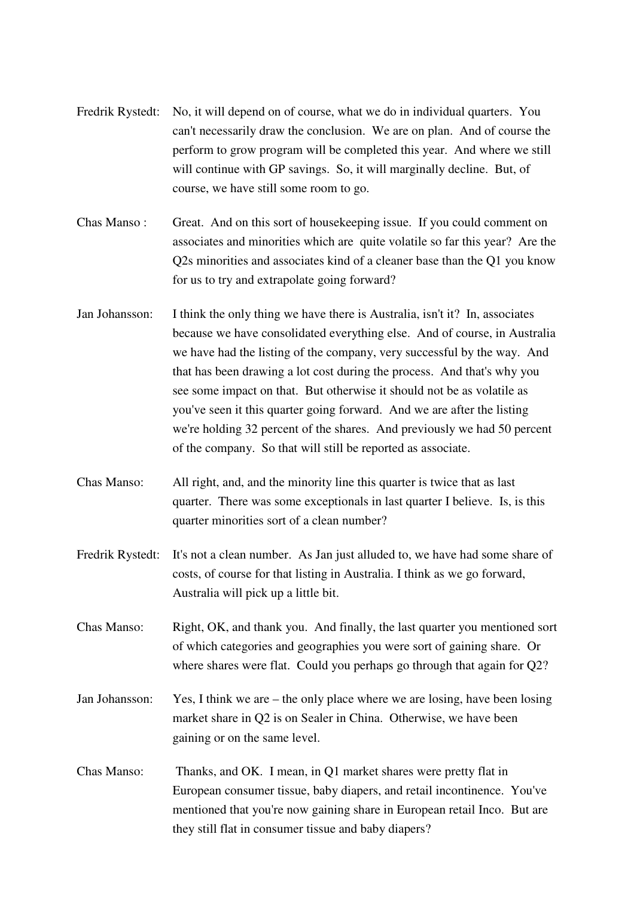Fredrik Rystedt: No, it will depend on of course, what we do in individual quarters. You can't necessarily draw the conclusion. We are on plan. And of course the perform to grow program will be completed this year. And where we still will continue with GP savings. So, it will marginally decline. But, of course, we have still some room to go.

Chas Manso : Great. And on this sort of housekeeping issue. If you could comment on associates and minorities which are quite volatile so far this year? Are the Q2s minorities and associates kind of a cleaner base than the Q1 you know for us to try and extrapolate going forward?

Jan Johansson: I think the only thing we have there is Australia, isn't it? In, associates because we have consolidated everything else. And of course, in Australia we have had the listing of the company, very successful by the way. And that has been drawing a lot cost during the process. And that's why you see some impact on that. But otherwise it should not be as volatile as you've seen it this quarter going forward. And we are after the listing we're holding 32 percent of the shares. And previously we had 50 percent of the company. So that will still be reported as associate.

Chas Manso: All right, and, and the minority line this quarter is twice that as last quarter. There was some exceptionals in last quarter I believe. Is, is this quarter minorities sort of a clean number?

Fredrik Rystedt: It's not a clean number. As Jan just alluded to, we have had some share of costs, of course for that listing in Australia. I think as we go forward, Australia will pick up a little bit.

Chas Manso: Right, OK, and thank you. And finally, the last quarter you mentioned sort of which categories and geographies you were sort of gaining share. Or where shares were flat. Could you perhaps go through that again for Q2?

Jan Johansson: Yes, I think we are – the only place where we are losing, have been losing market share in Q2 is on Sealer in China. Otherwise, we have been gaining or on the same level.

Chas Manso: Thanks, and OK. I mean, in Q1 market shares were pretty flat in European consumer tissue, baby diapers, and retail incontinence. You've mentioned that you're now gaining share in European retail Inco. But are they still flat in consumer tissue and baby diapers?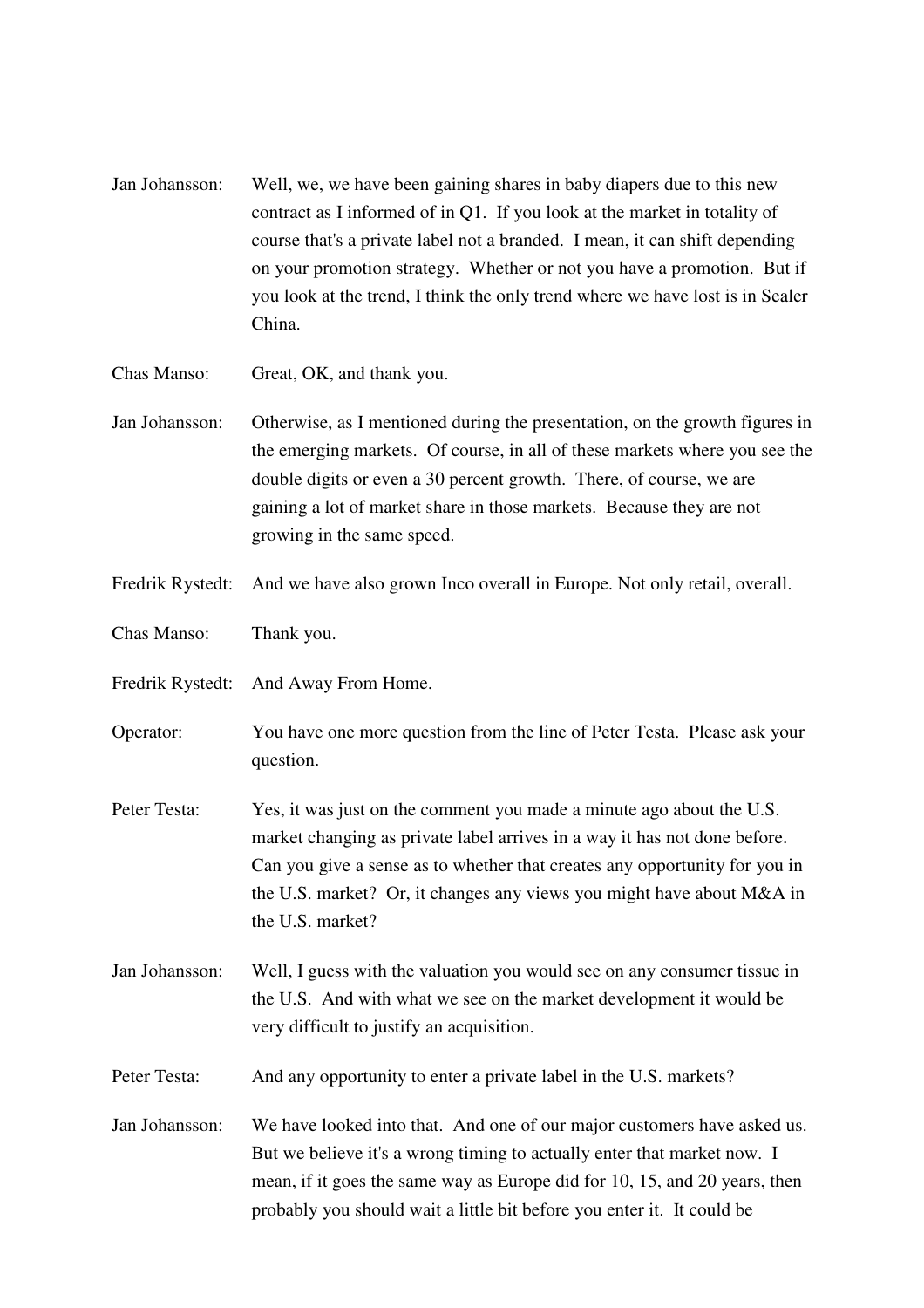Jan Johansson: Well, we, we have been gaining shares in baby diapers due to this new contract as I informed of in Q1. If you look at the market in totality of course that's a private label not a branded. I mean, it can shift depending on your promotion strategy. Whether or not you have a promotion. But if you look at the trend, I think the only trend where we have lost is in Sealer China.

Chas Manso: Great, OK, and thank you.

Jan Johansson: Otherwise, as I mentioned during the presentation, on the growth figures in the emerging markets. Of course, in all of these markets where you see the double digits or even a 30 percent growth. There, of course, we are gaining a lot of market share in those markets. Because they are not growing in the same speed.

Fredrik Rystedt: And we have also grown Inco overall in Europe. Not only retail, overall.

Chas Manso: Thank you.

Fredrik Rystedt: And Away From Home.

Operator: You have one more question from the line of Peter Testa. Please ask your question.

Peter Testa: Yes, it was just on the comment you made a minute ago about the U.S. market changing as private label arrives in a way it has not done before. Can you give a sense as to whether that creates any opportunity for you in the U.S. market? Or, it changes any views you might have about M&A in the U.S. market?

Jan Johansson: Well, I guess with the valuation you would see on any consumer tissue in the U.S. And with what we see on the market development it would be very difficult to justify an acquisition.

Peter Testa: And any opportunity to enter a private label in the U.S. markets?

Jan Johansson: We have looked into that. And one of our major customers have asked us. But we believe it's a wrong timing to actually enter that market now. I mean, if it goes the same way as Europe did for 10, 15, and 20 years, then probably you should wait a little bit before you enter it. It could be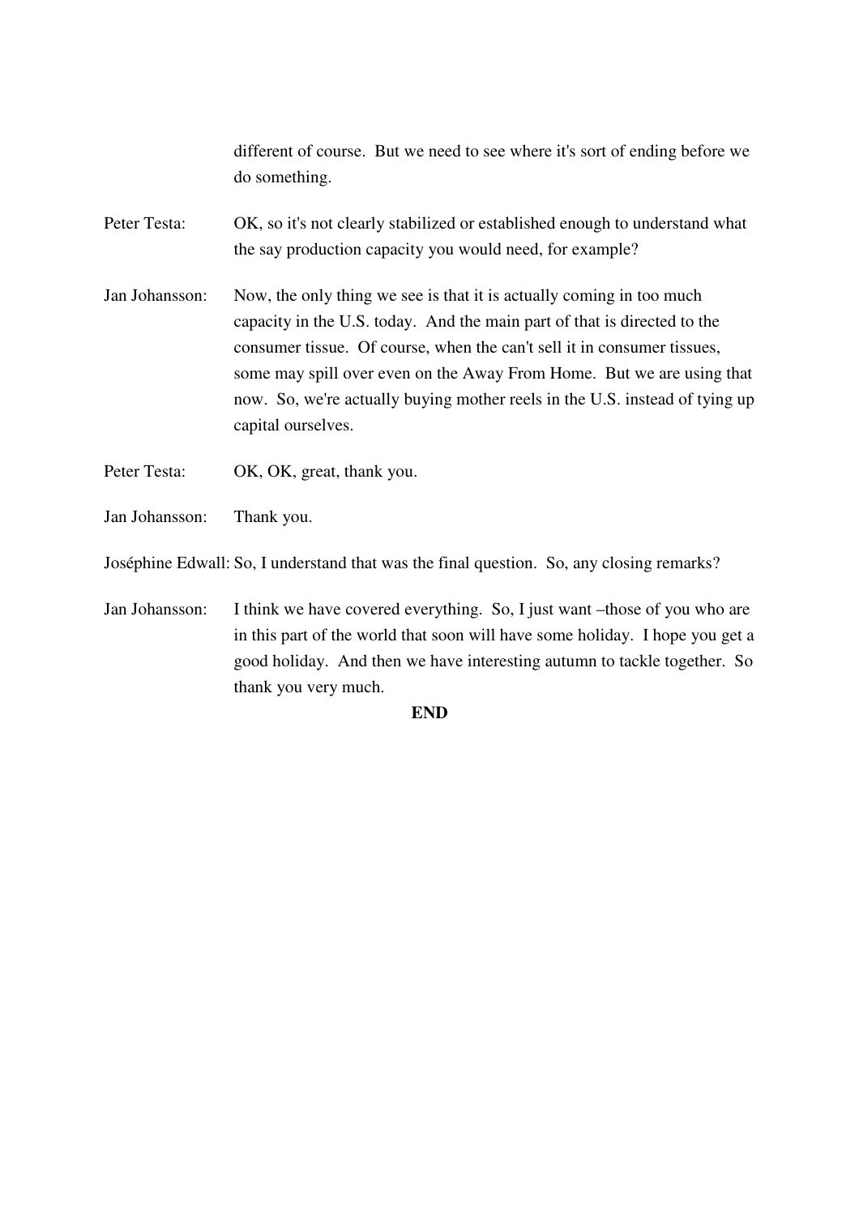different of course. But we need to see where it's sort of ending before we do something.

Peter Testa: OK, so it's not clearly stabilized or established enough to understand what the say production capacity you would need, for example?

Jan Johansson: Now, the only thing we see is that it is actually coming in too much capacity in the U.S. today. And the main part of that is directed to the consumer tissue. Of course, when the can't sell it in consumer tissues, some may spill over even on the Away From Home. But we are using that now. So, we're actually buying mother reels in the U.S. instead of tying up capital ourselves.

Peter Testa: OK, OK, great, thank you.

Jan Johansson: Thank you.

Joséphine Edwall: So, I understand that was the final question. So, any closing remarks?

Jan Johansson: I think we have covered everything. So, I just want –those of you who are in this part of the world that soon will have some holiday. I hope you get a good holiday. And then we have interesting autumn to tackle together. So thank you very much.

**END**